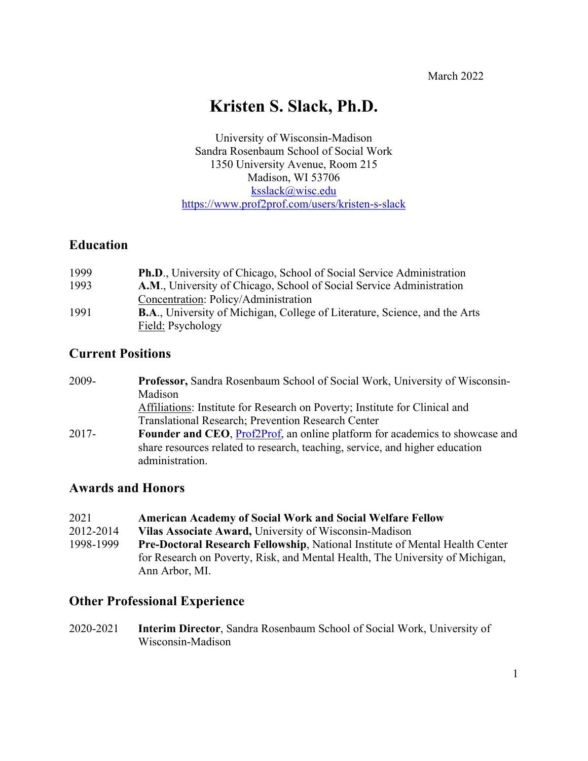March 2022

# Kristen S. Slack, Ph.D.

University of Wisconsin-Madison
Sandra Rosenbaum School of Social Work
1350 University Avenue, Room 215
Madison, WI 53706
[ksslack@wisc.edu](mailto:ksslack@wisc.edu)
https://www.prof2prof.com/users/kristen-s-slack

## Education

1999 **Ph.D**., University of Chicago, School of Social Service Administration

1993 **A.M**., University of Chicago, School of Social Service Administration
Concentration: Policy/Administration

1991 **B.A**., University of Michigan, College of Literature, Science, and the Arts
Field: Psychology

## Current Positions

2009- **Professor,** Sandra Rosenbaum School of Social Work, University of Wisconsin-Madison
Affiliations: Institute for Research on Poverty; Institute for Clinical and Translational Research; Prevention Research Center

2017- **Founder and CEO**, Prof2Prof, an online platform for academics to showcase and share resources related to research, teaching, service, and higher education administration.

## Awards and Honors

2021 **American Academy of Social Work and Social Welfare Fellow**

2012-2014 **Vilas Associate Award,** University of Wisconsin-Madison

1998-1999 **Pre-Doctoral Research Fellowship**, National Institute of Mental Health Center for Research on Poverty, Risk, and Mental Health, The University of Michigan, Ann Arbor, MI.

## Other Professional Experience

2020-2021 **Interim Director**, Sandra Rosenbaum School of Social Work, University of Wisconsin-Madison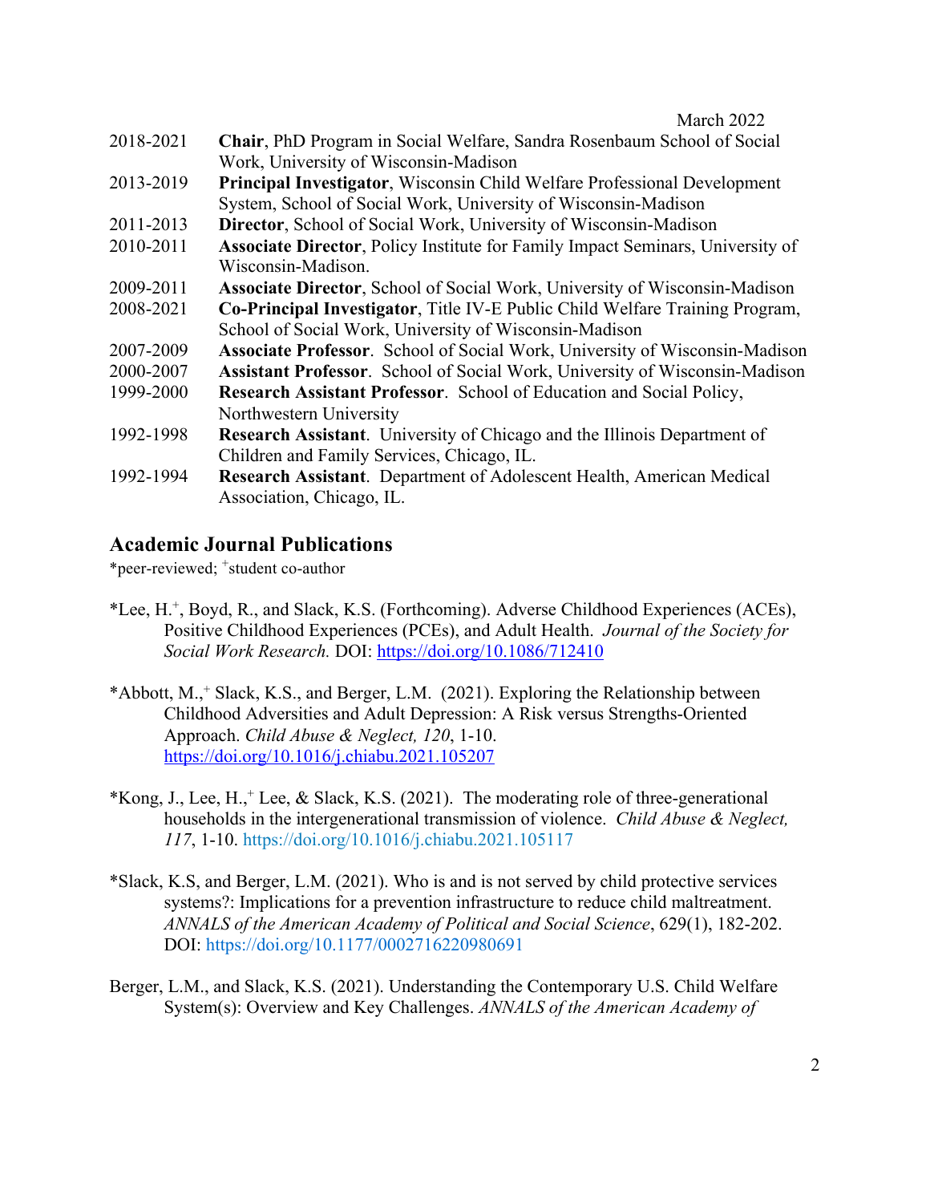| | |
|---|---|
| 2018-2021 | **Chair**, PhD Program in Social Welfare, Sandra Rosenbaum School of Social Work, University of Wisconsin-Madison |
| 2013-2019 | **Principal Investigator**, Wisconsin Child Welfare Professional Development System, School of Social Work, University of Wisconsin-Madison |
| 2011-2013 | **Director**, School of Social Work, University of Wisconsin-Madison |
| 2010-2011 | **Associate Director**, Policy Institute for Family Impact Seminars, University of Wisconsin-Madison. |
| 2009-2011 | **Associate Director**, School of Social Work, University of Wisconsin-Madison |
| 2008-2021 | **Co-Principal Investigator**, Title IV-E Public Child Welfare Training Program, School of Social Work, University of Wisconsin-Madison |
| 2007-2009 | **Associate Professor**. School of Social Work, University of Wisconsin-Madison |
| 2000-2007 | **Assistant Professor**. School of Social Work, University of Wisconsin-Madison |
| 1999-2000 | **Research Assistant Professor**. School of Education and Social Policy, Northwestern University |
| 1992-1998 | **Research Assistant**. University of Chicago and the Illinois Department of Children and Family Services, Chicago, IL. |
| 1992-1994 | **Research Assistant**. Department of Adolescent Health, American Medical Association, Chicago, IL. |

## Academic Journal Publications

*peer-reviewed; +student co-author

*Lee, H.+, Boyd, R., and Slack, K.S. (Forthcoming). Adverse Childhood Experiences (ACEs), Positive Childhood Experiences (PCEs), and Adult Health. *Journal of the Society for Social Work Research.* DOI: https://doi.org/10.1086/712410

*Abbott, M.,+ Slack, K.S., and Berger, L.M. (2021). Exploring the Relationship between Childhood Adversities and Adult Depression: A Risk versus Strengths-Oriented Approach. *Child Abuse & Neglect, 120*, 1-10. https://doi.org/10.1016/j.chiabu.2021.105207

*Kong, J., Lee, H.,+ Lee, & Slack, K.S. (2021). The moderating role of three-generational households in the intergenerational transmission of violence. *Child Abuse & Neglect, 117*, 1-10. https://doi.org/10.1016/j.chiabu.2021.105117

*Slack, K.S, and Berger, L.M. (2021). Who is and is not served by child protective services systems?: Implications for a prevention infrastructure to reduce child maltreatment. *ANNALS of the American Academy of Political and Social Science*, 629(1), 182-202. DOI: https://doi.org/10.1177/0002716220980691

Berger, L.M., and Slack, K.S. (2021). Understanding the Contemporary U.S. Child Welfare System(s): Overview and Key Challenges. *ANNALS of the American Academy of*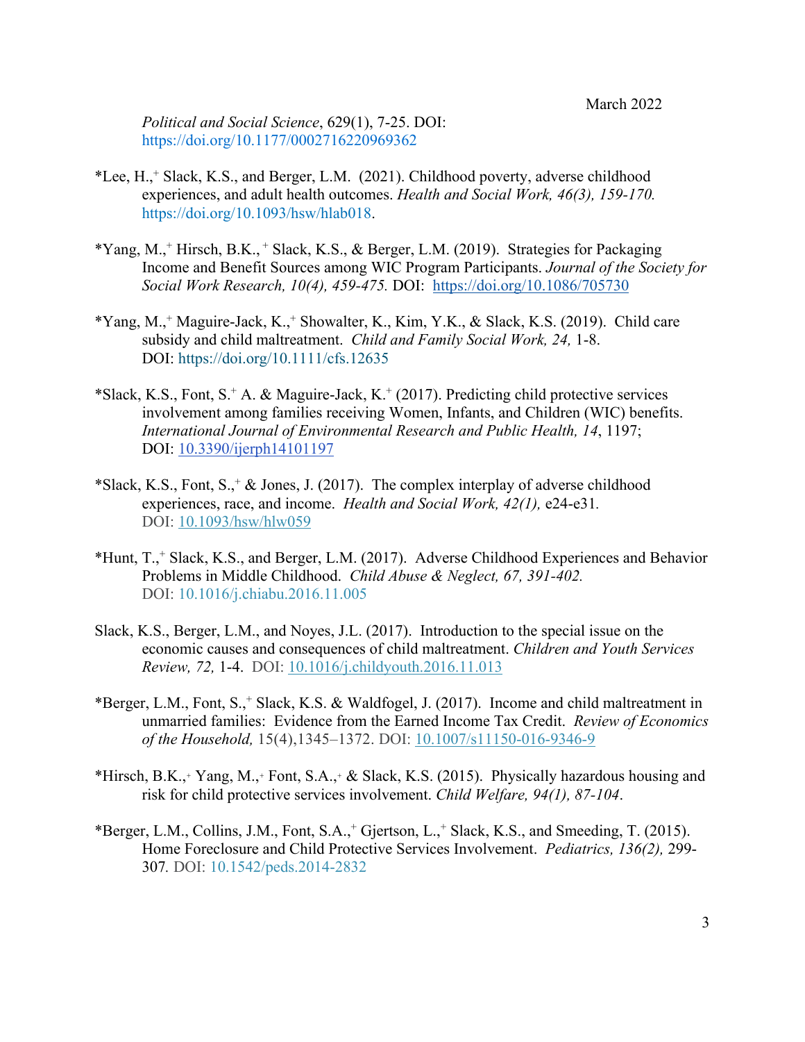*Political and Social Science*, 629(1), 7-25. DOI: https://doi.org/10.1177/0002716220969362

*Lee, H.,+ Slack, K.S., and Berger, L.M. (2021). Childhood poverty, adverse childhood experiences, and adult health outcomes. *Health and Social Work, 46(3), 159-170.* https://doi.org/10.1093/hsw/hlab018.

*Yang, M.,+ Hirsch, B.K., + Slack, K.S., & Berger, L.M. (2019). Strategies for Packaging Income and Benefit Sources among WIC Program Participants. *Journal of the Society for Social Work Research, 10(4), 459-475.* DOI: https://doi.org/10.1086/705730

*Yang, M.,+ Maguire-Jack, K.,+ Showalter, K., Kim, Y.K., & Slack, K.S. (2019). Child care subsidy and child maltreatment. *Child and Family Social Work, 24,* 1-8. DOI: https://doi.org/10.1111/cfs.12635

*Slack, K.S., Font, S.+ A. & Maguire-Jack, K.+ (2017). Predicting child protective services involvement among families receiving Women, Infants, and Children (WIC) benefits. *International Journal of Environmental Research and Public Health, 14*, 1197; DOI: 10.3390/ijerph14101197

*Slack, K.S., Font, S.,+ & Jones, J. (2017). The complex interplay of adverse childhood experiences, race, and income. *Health and Social Work, 42(1),* e24-e31. DOI: 10.1093/hsw/hlw059

*Hunt, T.,+ Slack, K.S., and Berger, L.M. (2017). Adverse Childhood Experiences and Behavior Problems in Middle Childhood. *Child Abuse & Neglect, 67, 391-402.* DOI: 10.1016/j.chiabu.2016.11.005

Slack, K.S., Berger, L.M., and Noyes, J.L. (2017). Introduction to the special issue on the economic causes and consequences of child maltreatment. *Children and Youth Services Review, 72,* 1-4. DOI: 10.1016/j.childyouth.2016.11.013

*Berger, L.M., Font, S.,+ Slack, K.S. & Waldfogel, J. (2017). Income and child maltreatment in unmarried families: Evidence from the Earned Income Tax Credit. *Review of Economics of the Household,* 15(4),1345–1372. DOI: 10.1007/s11150-016-9346-9

*Hirsch, B.K.,+ Yang, M.,+ Font, S.A.,+ & Slack, K.S. (2015). Physically hazardous housing and risk for child protective services involvement. *Child Welfare, 94(1), 87-104*.

*Berger, L.M., Collins, J.M., Font, S.A.,+ Gjertson, L.,+ Slack, K.S., and Smeeding, T. (2015). Home Foreclosure and Child Protective Services Involvement. *Pediatrics, 136(2),* 299-307. DOI: 10.1542/peds.2014-2832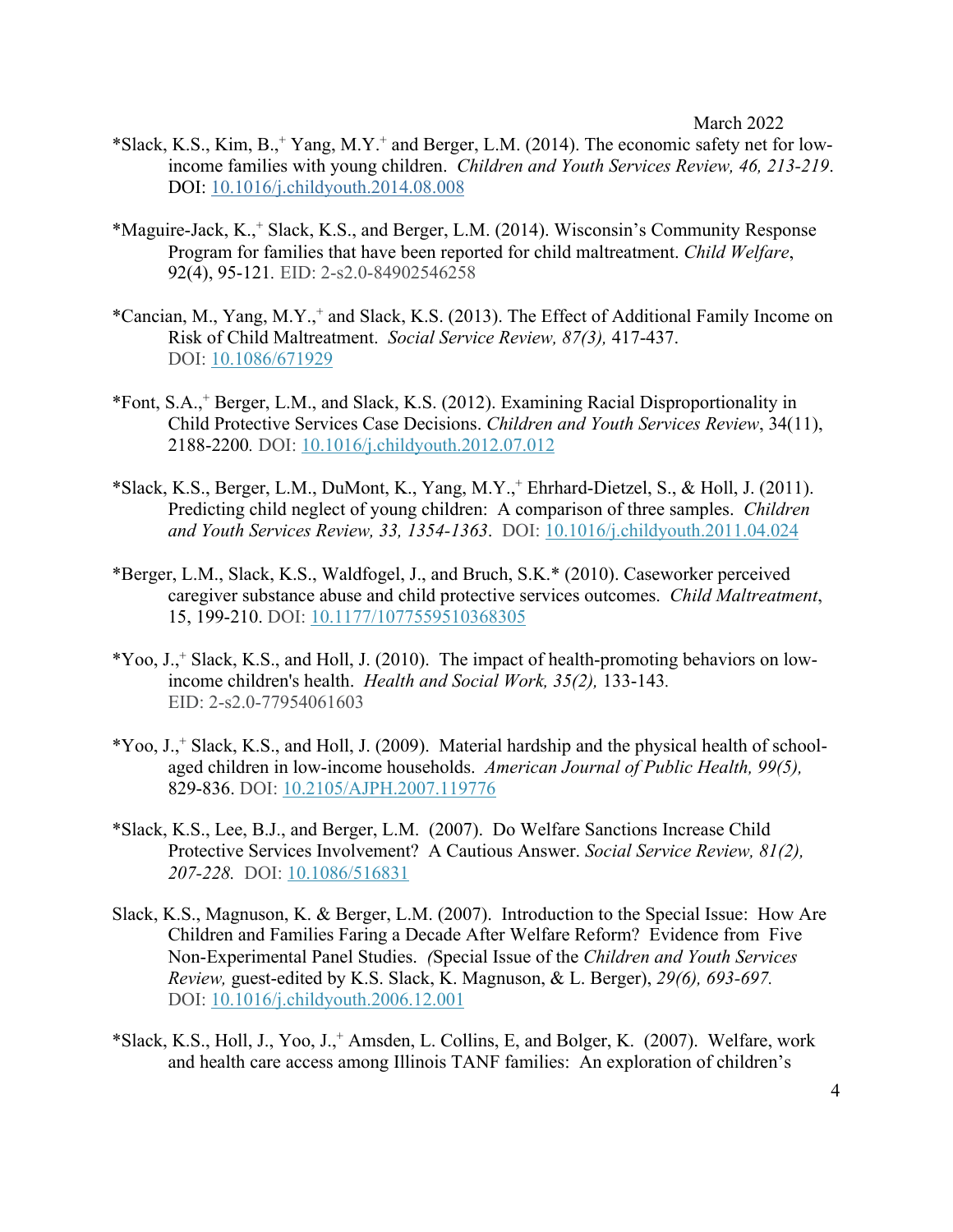*Slack, K.S., Kim, B.,[+] Yang, M.Y.[+] and Berger, L.M. (2014). The economic safety net for low-income families with young children. *Children and Youth Services Review, 46, 213-219*. DOI: 10.1016/j.childyouth.2014.08.008

*Maguire-Jack, K.,[+] Slack, K.S., and Berger, L.M. (2014). Wisconsin's Community Response Program for families that have been reported for child maltreatment. *Child Welfare*, 92(4), 95-121. EID: 2-s2.0-84902546258

*Cancian, M., Yang, M.Y.,[+] and Slack, K.S. (2013). The Effect of Additional Family Income on Risk of Child Maltreatment. *Social Service Review, 87(3),* 417-437. DOI: 10.1086/671929

*Font, S.A.,[+] Berger, L.M., and Slack, K.S. (2012). Examining Racial Disproportionality in Child Protective Services Case Decisions. *Children and Youth Services Review*, 34(11), 2188-2200*.* DOI: 10.1016/j.childyouth.2012.07.012

*Slack, K.S., Berger, L.M., DuMont, K., Yang, M.Y.,[+] Ehrhard-Dietzel, S., & Holl, J. (2011). Predicting child neglect of young children: A comparison of three samples. *Children and Youth Services Review, 33, 1354-1363*. DOI: 10.1016/j.childyouth.2011.04.024

*Berger, L.M., Slack, K.S., Waldfogel, J., and Bruch, S.K.* (2010). Caseworker perceived caregiver substance abuse and child protective services outcomes. *Child Maltreatment*, 15, 199-210. DOI: 10.1177/1077559510368305

*Yoo, J.,[+] Slack, K.S., and Holl, J. (2010). The impact of health-promoting behaviors on low-income children's health. *Health and Social Work, 35(2),* 133-143*.* EID: 2-s2.0-77954061603

*Yoo, J.,[+] Slack, K.S., and Holl, J. (2009). Material hardship and the physical health of school-aged children in low-income households. *American Journal of Public Health, 99(5),* 829-836. DOI: 10.2105/AJPH.2007.119776

*Slack, K.S., Lee, B.J., and Berger, L.M. (2007). Do Welfare Sanctions Increase Child Protective Services Involvement? A Cautious Answer. *Social Service Review, 81(2), 207-228.* DOI: 10.1086/516831

Slack, K.S., Magnuson, K. & Berger, L.M. (2007). Introduction to the Special Issue: How Are Children and Families Faring a Decade After Welfare Reform? Evidence from Five Non-Experimental Panel Studies. *(*Special Issue of the *Children and Youth Services Review,* guest-edited by K.S. Slack, K. Magnuson, & L. Berger), *29(6), 693-697.* DOI: 10.1016/j.childyouth.2006.12.001

*Slack, K.S., Holl, J., Yoo, J.,[+] Amsden, L. Collins, E, and Bolger, K. (2007). Welfare, work and health care access among Illinois TANF families: An exploration of children's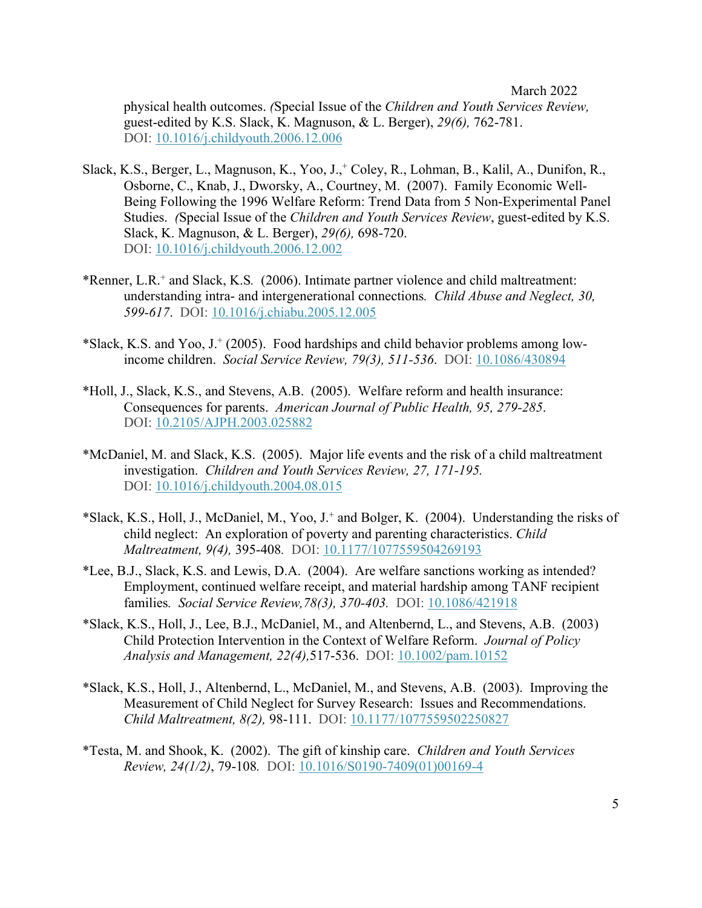physical health outcomes. (Special Issue of the *Children and Youth Services Review,* guest-edited by K.S. Slack, K. Magnuson, & L. Berger), *29(6),* 762-781.
DOI: 10.1016/j.childyouth.2006.12.006

Slack, K.S., Berger, L., Magnuson, K., Yoo, J.,[+] Coley, R., Lohman, B., Kalil, A., Dunifon, R., Osborne, C., Knab, J., Dworsky, A., Courtney, M. (2007). Family Economic Well-Being Following the 1996 Welfare Reform: Trend Data from 5 Non-Experimental Panel Studies. (Special Issue of the *Children and Youth Services Review*, guest-edited by K.S. Slack, K. Magnuson, & L. Berger), *29(6),* 698-720.
DOI: 10.1016/j.childyouth.2006.12.002

*Renner, L.R.[+] and Slack, K.S. (2006). Intimate partner violence and child maltreatment: understanding intra- and intergenerational connections. *Child Abuse and Neglect, 30, 599-617*. DOI: 10.1016/j.chiabu.2005.12.005

*Slack, K.S. and Yoo, J.[+] (2005). Food hardships and child behavior problems among low-income children. *Social Service Review, 79(3), 511-536*. DOI: 10.1086/430894

*Holl, J., Slack, K.S., and Stevens, A.B. (2005). Welfare reform and health insurance: Consequences for parents. *American Journal of Public Health, 95, 279-285*.
DOI: 10.2105/AJPH.2003.025882

*McDaniel, M. and Slack, K.S. (2005). Major life events and the risk of a child maltreatment investigation. *Children and Youth Services Review, 27, 171-195.*
DOI: 10.1016/j.childyouth.2004.08.015

*Slack, K.S., Holl, J., McDaniel, M., Yoo, J.[+] and Bolger, K. (2004). Understanding the risks of child neglect: An exploration of poverty and parenting characteristics. *Child Maltreatment, 9(4),* 395-408. DOI: 10.1177/1077559504269193

*Lee, B.J., Slack, K.S. and Lewis, D.A. (2004). Are welfare sanctions working as intended? Employment, continued welfare receipt, and material hardship among TANF recipient families. *Social Service Review,78(3), 370-403.* DOI: 10.1086/421918

*Slack, K.S., Holl, J., Lee, B.J., McDaniel, M., and Altenbernd, L., and Stevens, A.B. (2003) Child Protection Intervention in the Context of Welfare Reform. *Journal of Policy Analysis and Management, 22(4),*517-536. DOI: 10.1002/pam.10152

*Slack, K.S., Holl, J., Altenbernd, L., McDaniel, M., and Stevens, A.B. (2003). Improving the Measurement of Child Neglect for Survey Research: Issues and Recommendations. *Child Maltreatment, 8(2),* 98-111. DOI: 10.1177/1077559502250827

*Testa, M. and Shook, K. (2002). The gift of kinship care. *Children and Youth Services Review, 24(1/2)*, 79-108. DOI: 10.1016/S0190-7409(01)00169-4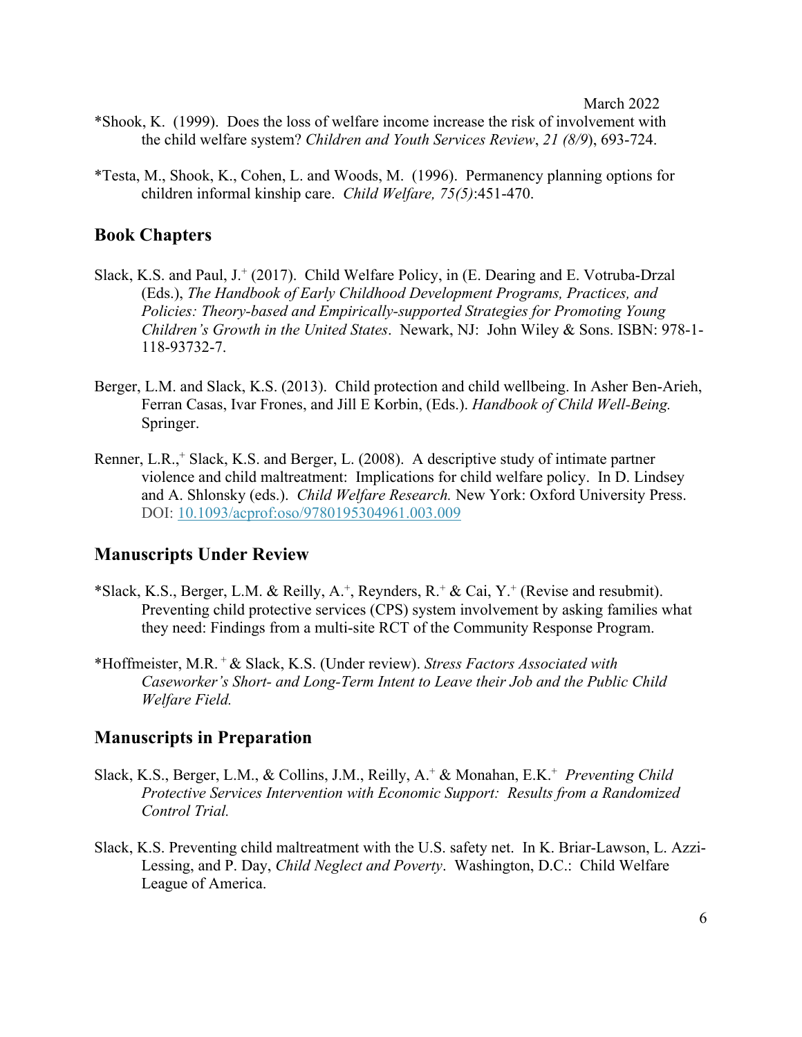*Shook, K. (1999). Does the loss of welfare income increase the risk of involvement with the child welfare system? *Children and Youth Services Review*, *21 (8/9*), 693-724.

*Testa, M., Shook, K., Cohen, L. and Woods, M. (1996). Permanency planning options for children informal kinship care. *Child Welfare, 75(5)*:451-470.

## Book Chapters

Slack, K.S. and Paul, J.[+] (2017). Child Welfare Policy, in (E. Dearing and E. Votruba-Drzal (Eds.), *The Handbook of Early Childhood Development Programs, Practices, and Policies: Theory-based and Empirically-supported Strategies for Promoting Young Children's Growth in the United States*. Newark, NJ: John Wiley & Sons. ISBN: 978-1-118-93732-7.

Berger, L.M. and Slack, K.S. (2013). Child protection and child wellbeing. In Asher Ben-Arieh, Ferran Casas, Ivar Frones, and Jill E Korbin, (Eds.). *Handbook of Child Well-Being.* Springer.

Renner, L.R.,[+] Slack, K.S. and Berger, L. (2008). A descriptive study of intimate partner violence and child maltreatment: Implications for child welfare policy. In D. Lindsey and A. Shlonsky (eds.). *Child Welfare Research.* New York: Oxford University Press. DOI: 10.1093/acprof:oso/9780195304961.003.009

## Manuscripts Under Review

*Slack, K.S., Berger, L.M. & Reilly, A.[+], Reynders, R.[+] & Cai, Y.[+] (Revise and resubmit). Preventing child protective services (CPS) system involvement by asking families what they need: Findings from a multi-site RCT of the Community Response Program.

*Hoffmeister, M.R.[+] & Slack, K.S. (Under review). *Stress Factors Associated with Caseworker's Short- and Long-Term Intent to Leave their Job and the Public Child Welfare Field.*

## Manuscripts in Preparation

Slack, K.S., Berger, L.M., & Collins, J.M., Reilly, A.[+] & Monahan, E.K.[+] *Preventing Child Protective Services Intervention with Economic Support: Results from a Randomized Control Trial.*

Slack, K.S. Preventing child maltreatment with the U.S. safety net. In K. Briar-Lawson, L. Azzi-Lessing, and P. Day, *Child Neglect and Poverty*. Washington, D.C.: Child Welfare League of America.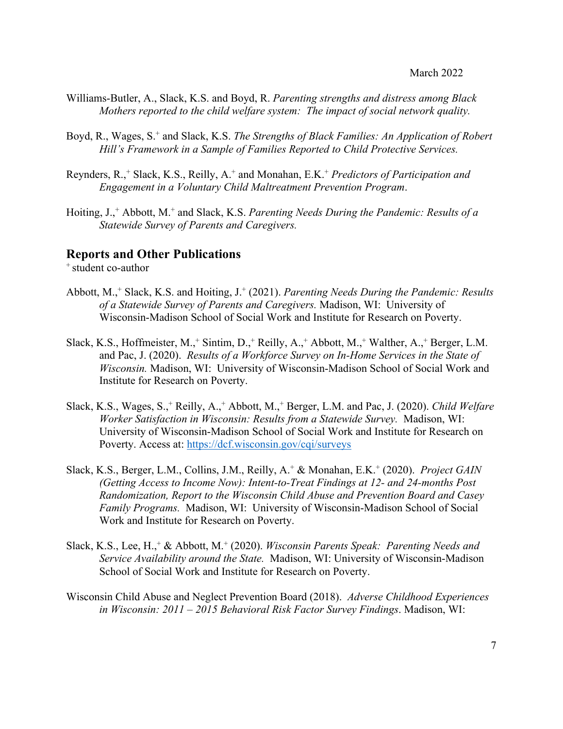Williams-Butler, A., Slack, K.S. and Boyd, R. *Parenting strengths and distress among Black Mothers reported to the child welfare system: The impact of social network quality.*

Boyd, R., Wages, S.+ and Slack, K.S. *The Strengths of Black Families: An Application of Robert Hill's Framework in a Sample of Families Reported to Child Protective Services.*

Reynders, R.,+ Slack, K.S., Reilly, A.+ and Monahan, E.K.+ *Predictors of Participation and Engagement in a Voluntary Child Maltreatment Prevention Program*.

Hoiting, J.,+ Abbott, M.+ and Slack, K.S. *Parenting Needs During the Pandemic: Results of a Statewide Survey of Parents and Caregivers.*

## Reports and Other Publications

+ student co-author

Abbott, M.,+ Slack, K.S. and Hoiting, J.+ (2021). *Parenting Needs During the Pandemic: Results of a Statewide Survey of Parents and Caregivers.* Madison, WI: University of Wisconsin-Madison School of Social Work and Institute for Research on Poverty.

Slack, K.S., Hoffmeister, M.,+ Sintim, D.,+ Reilly, A.,+ Abbott, M.,+ Walther, A.,+ Berger, L.M. and Pac, J. (2020). *Results of a Workforce Survey on In-Home Services in the State of Wisconsin.* Madison, WI: University of Wisconsin-Madison School of Social Work and Institute for Research on Poverty.

Slack, K.S., Wages, S.,+ Reilly, A.,+ Abbott, M.,+ Berger, L.M. and Pac, J. (2020). *Child Welfare Worker Satisfaction in Wisconsin: Results from a Statewide Survey.* Madison, WI: University of Wisconsin-Madison School of Social Work and Institute for Research on Poverty. Access at: https://dcf.wisconsin.gov/cqi/surveys

Slack, K.S., Berger, L.M., Collins, J.M., Reilly, A.+ & Monahan, E.K.+ (2020). *Project GAIN (Getting Access to Income Now): Intent-to-Treat Findings at 12- and 24-months Post Randomization, Report to the Wisconsin Child Abuse and Prevention Board and Casey Family Programs.* Madison, WI: University of Wisconsin-Madison School of Social Work and Institute for Research on Poverty.

Slack, K.S., Lee, H.,+ & Abbott, M.+ (2020). *Wisconsin Parents Speak: Parenting Needs and Service Availability around the State.* Madison, WI: University of Wisconsin-Madison School of Social Work and Institute for Research on Poverty.

Wisconsin Child Abuse and Neglect Prevention Board (2018). *Adverse Childhood Experiences in Wisconsin: 2011 – 2015 Behavioral Risk Factor Survey Findings*. Madison, WI: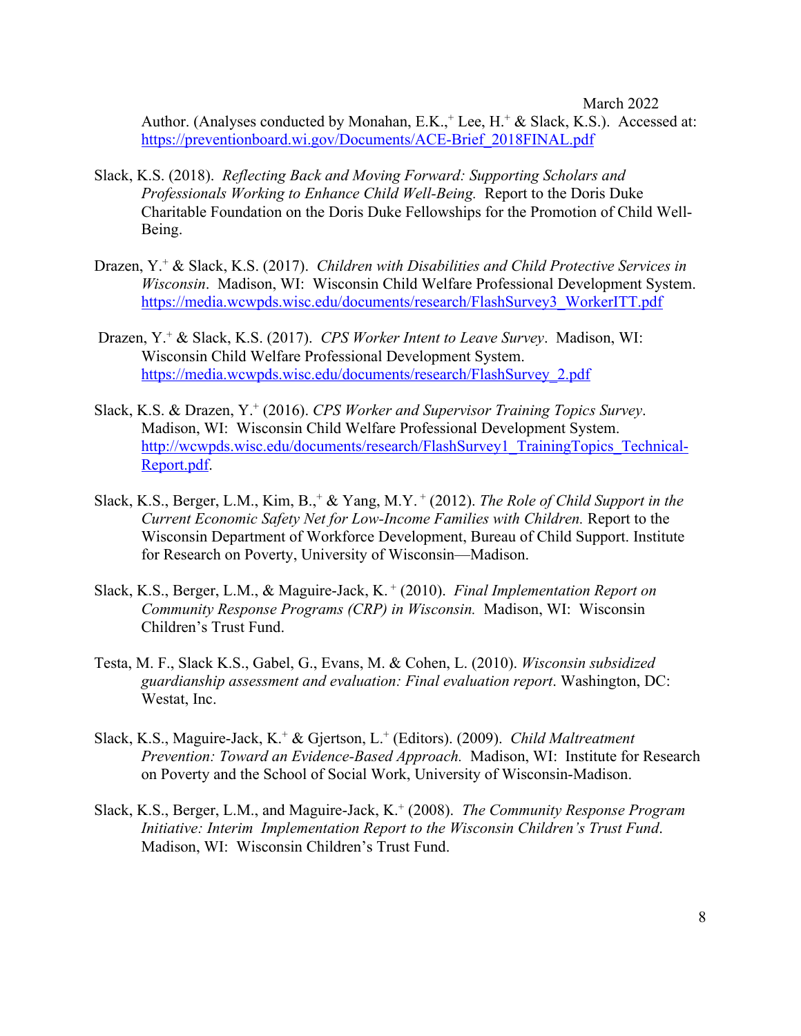Author. (Analyses conducted by Monahan, E.K.,[+] Lee, H.[+] & Slack, K.S.). Accessed at: https://preventionboard.wi.gov/Documents/ACE-Brief_2018FINAL.pdf

Slack, K.S. (2018). *Reflecting Back and Moving Forward: Supporting Scholars and Professionals Working to Enhance Child Well-Being.* Report to the Doris Duke Charitable Foundation on the Doris Duke Fellowships for the Promotion of Child Well-Being.

Drazen, Y.[+] & Slack, K.S. (2017). *Children with Disabilities and Child Protective Services in Wisconsin*. Madison, WI: Wisconsin Child Welfare Professional Development System. https://media.wcwpds.wisc.edu/documents/research/FlashSurvey3_WorkerITT.pdf

Drazen, Y.[+] & Slack, K.S. (2017). *CPS Worker Intent to Leave Survey*. Madison, WI: Wisconsin Child Welfare Professional Development System. https://media.wcwpds.wisc.edu/documents/research/FlashSurvey_2.pdf

Slack, K.S. & Drazen, Y.[+] (2016). *CPS Worker and Supervisor Training Topics Survey*. Madison, WI: Wisconsin Child Welfare Professional Development System. http://wcwpds.wisc.edu/documents/research/FlashSurvey1_TrainingTopics_Technical-Report.pdf.

Slack, K.S., Berger, L.M., Kim, B.,[+] & Yang, M.Y.[+] (2012). *The Role of Child Support in the Current Economic Safety Net for Low-Income Families with Children.* Report to the Wisconsin Department of Workforce Development, Bureau of Child Support. Institute for Research on Poverty, University of Wisconsin—Madison.

Slack, K.S., Berger, L.M., & Maguire-Jack, K.[+] (2010). *Final Implementation Report on Community Response Programs (CRP) in Wisconsin.* Madison, WI: Wisconsin Children's Trust Fund.

Testa, M. F., Slack K.S., Gabel, G., Evans, M. & Cohen, L. (2010). *Wisconsin subsidized guardianship assessment and evaluation: Final evaluation report*. Washington, DC: Westat, Inc.

Slack, K.S., Maguire-Jack, K.[+] & Gjertson, L.[+] (Editors). (2009). *Child Maltreatment Prevention: Toward an Evidence-Based Approach.* Madison, WI: Institute for Research on Poverty and the School of Social Work, University of Wisconsin-Madison.

Slack, K.S., Berger, L.M., and Maguire-Jack, K.[+] (2008). *The Community Response Program Initiative: Interim Implementation Report to the Wisconsin Children's Trust Fund*. Madison, WI: Wisconsin Children's Trust Fund.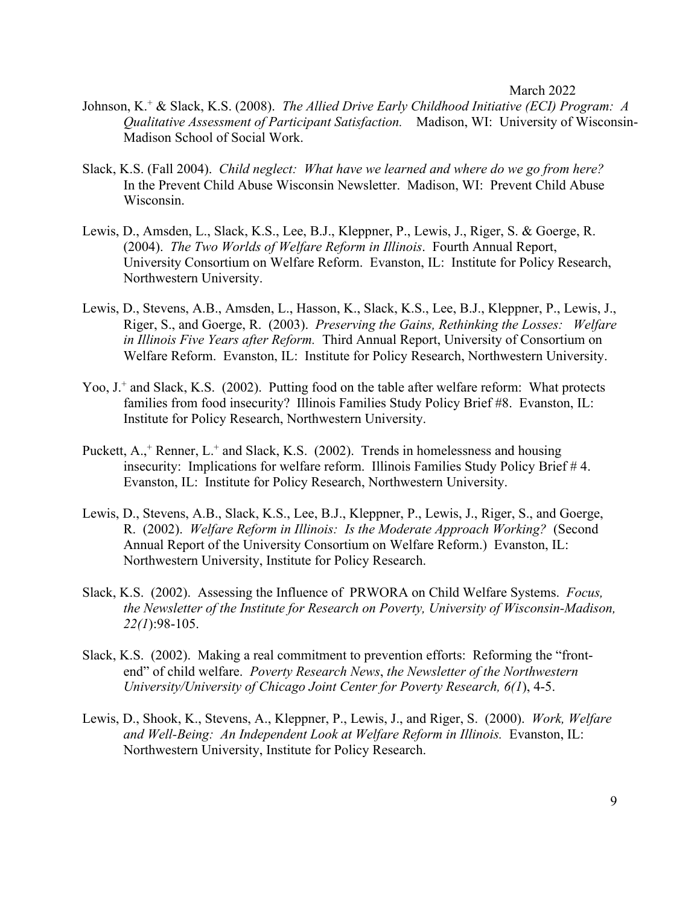Johnson, K.[+] & Slack, K.S. (2008). *The Allied Drive Early Childhood Initiative (ECI) Program: A Qualitative Assessment of Participant Satisfaction.* Madison, WI: University of Wisconsin-Madison School of Social Work.

Slack, K.S. (Fall 2004). *Child neglect: What have we learned and where do we go from here?* In the Prevent Child Abuse Wisconsin Newsletter. Madison, WI: Prevent Child Abuse Wisconsin.

Lewis, D., Amsden, L., Slack, K.S., Lee, B.J., Kleppner, P., Lewis, J., Riger, S. & Goerge, R. (2004). *The Two Worlds of Welfare Reform in Illinois*. Fourth Annual Report, University Consortium on Welfare Reform. Evanston, IL: Institute for Policy Research, Northwestern University.

Lewis, D., Stevens, A.B., Amsden, L., Hasson, K., Slack, K.S., Lee, B.J., Kleppner, P., Lewis, J., Riger, S., and Goerge, R. (2003). *Preserving the Gains, Rethinking the Losses: Welfare in Illinois Five Years after Reform.* Third Annual Report, University of Consortium on Welfare Reform. Evanston, IL: Institute for Policy Research, Northwestern University.

Yoo, J.[+] and Slack, K.S. (2002). Putting food on the table after welfare reform: What protects families from food insecurity? Illinois Families Study Policy Brief #8. Evanston, IL: Institute for Policy Research, Northwestern University.

Puckett, A.,[+] Renner, L.[+] and Slack, K.S. (2002). Trends in homelessness and housing insecurity: Implications for welfare reform. Illinois Families Study Policy Brief # 4. Evanston, IL: Institute for Policy Research, Northwestern University.

Lewis, D., Stevens, A.B., Slack, K.S., Lee, B.J., Kleppner, P., Lewis, J., Riger, S., and Goerge, R. (2002). *Welfare Reform in Illinois: Is the Moderate Approach Working?* (Second Annual Report of the University Consortium on Welfare Reform.) Evanston, IL: Northwestern University, Institute for Policy Research.

Slack, K.S. (2002). Assessing the Influence of PRWORA on Child Welfare Systems. *Focus, the Newsletter of the Institute for Research on Poverty, University of Wisconsin-Madison, 22(1*):98-105.

Slack, K.S. (2002). Making a real commitment to prevention efforts: Reforming the "front-end" of child welfare. *Poverty Research News*, *the Newsletter of the Northwestern University/University of Chicago Joint Center for Poverty Research, 6(1*), 4-5.

Lewis, D., Shook, K., Stevens, A., Kleppner, P., Lewis, J., and Riger, S. (2000). *Work, Welfare and Well-Being: An Independent Look at Welfare Reform in Illinois.* Evanston, IL: Northwestern University, Institute for Policy Research.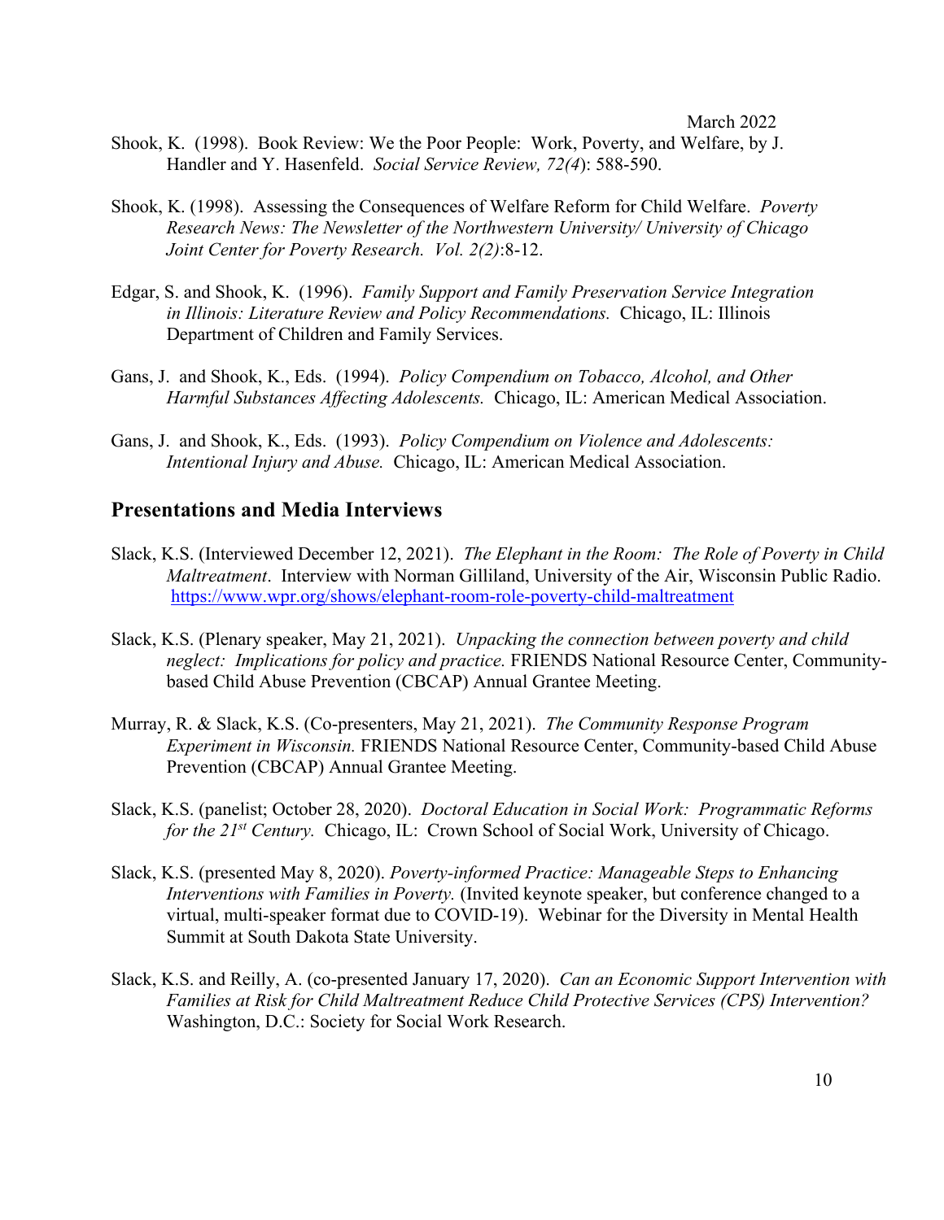Shook, K. (1998). Book Review: We the Poor People: Work, Poverty, and Welfare, by J. Handler and Y. Hasenfeld. *Social Service Review, 72(4*): 588-590.

Shook, K. (1998). Assessing the Consequences of Welfare Reform for Child Welfare. *Poverty Research News: The Newsletter of the Northwestern University/ University of Chicago Joint Center for Poverty Research. Vol. 2(2)*:8-12.

Edgar, S. and Shook, K. (1996). *Family Support and Family Preservation Service Integration in Illinois: Literature Review and Policy Recommendations.* Chicago, IL: Illinois Department of Children and Family Services.

Gans, J. and Shook, K., Eds. (1994). *Policy Compendium on Tobacco, Alcohol, and Other Harmful Substances Affecting Adolescents.* Chicago, IL: American Medical Association.

Gans, J. and Shook, K., Eds. (1993). *Policy Compendium on Violence and Adolescents: Intentional Injury and Abuse.* Chicago, IL: American Medical Association.

## Presentations and Media Interviews

Slack, K.S. (Interviewed December 12, 2021). *The Elephant in the Room: The Role of Poverty in Child Maltreatment*. Interview with Norman Gilliland, University of the Air, Wisconsin Public Radio. https://www.wpr.org/shows/elephant-room-role-poverty-child-maltreatment

Slack, K.S. (Plenary speaker, May 21, 2021). *Unpacking the connection between poverty and child neglect: Implications for policy and practice.* FRIENDS National Resource Center, Community-based Child Abuse Prevention (CBCAP) Annual Grantee Meeting.

Murray, R. & Slack, K.S. (Co-presenters, May 21, 2021). *The Community Response Program Experiment in Wisconsin.* FRIENDS National Resource Center, Community-based Child Abuse Prevention (CBCAP) Annual Grantee Meeting.

Slack, K.S. (panelist; October 28, 2020). *Doctoral Education in Social Work: Programmatic Reforms for the 21st Century.* Chicago, IL: Crown School of Social Work, University of Chicago.

Slack, K.S. (presented May 8, 2020). *Poverty-informed Practice: Manageable Steps to Enhancing Interventions with Families in Poverty.* (Invited keynote speaker, but conference changed to a virtual, multi-speaker format due to COVID-19). Webinar for the Diversity in Mental Health Summit at South Dakota State University.

Slack, K.S. and Reilly, A. (co-presented January 17, 2020). *Can an Economic Support Intervention with Families at Risk for Child Maltreatment Reduce Child Protective Services (CPS) Intervention?* Washington, D.C.: Society for Social Work Research.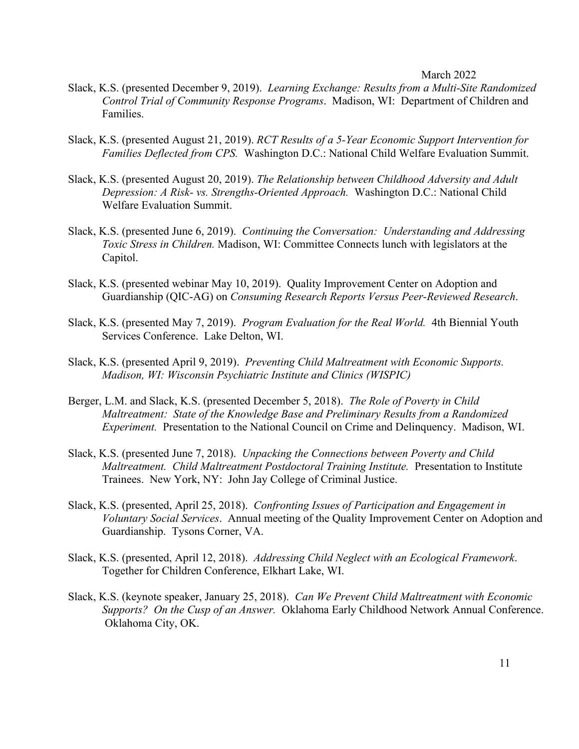Slack, K.S. (presented December 9, 2019). *Learning Exchange: Results from a Multi-Site Randomized Control Trial of Community Response Programs*. Madison, WI: Department of Children and Families.

Slack, K.S. (presented August 21, 2019). *RCT Results of a 5-Year Economic Support Intervention for Families Deflected from CPS.* Washington D.C.: National Child Welfare Evaluation Summit.

Slack, K.S. (presented August 20, 2019). *The Relationship between Childhood Adversity and Adult Depression: A Risk- vs. Strengths-Oriented Approach.* Washington D.C.: National Child Welfare Evaluation Summit.

Slack, K.S. (presented June 6, 2019). *Continuing the Conversation: Understanding and Addressing Toxic Stress in Children.* Madison, WI: Committee Connects lunch with legislators at the Capitol.

Slack, K.S. (presented webinar May 10, 2019). Quality Improvement Center on Adoption and Guardianship (QIC-AG) on *Consuming Research Reports Versus Peer-Reviewed Research*.

Slack, K.S. (presented May 7, 2019). *Program Evaluation for the Real World.* 4th Biennial Youth Services Conference. Lake Delton, WI.

Slack, K.S. (presented April 9, 2019). *Preventing Child Maltreatment with Economic Supports. Madison, WI: Wisconsin Psychiatric Institute and Clinics (WISPIC)*

Berger, L.M. and Slack, K.S. (presented December 5, 2018). *The Role of Poverty in Child Maltreatment: State of the Knowledge Base and Preliminary Results from a Randomized Experiment.* Presentation to the National Council on Crime and Delinquency. Madison, WI.

Slack, K.S. (presented June 7, 2018). *Unpacking the Connections between Poverty and Child Maltreatment. Child Maltreatment Postdoctoral Training Institute.* Presentation to Institute Trainees. New York, NY: John Jay College of Criminal Justice.

Slack, K.S. (presented, April 25, 2018). *Confronting Issues of Participation and Engagement in Voluntary Social Services*. Annual meeting of the Quality Improvement Center on Adoption and Guardianship. Tysons Corner, VA.

Slack, K.S. (presented, April 12, 2018). *Addressing Child Neglect with an Ecological Framework*. Together for Children Conference, Elkhart Lake, WI.

Slack, K.S. (keynote speaker, January 25, 2018). *Can We Prevent Child Maltreatment with Economic Supports? On the Cusp of an Answer.* Oklahoma Early Childhood Network Annual Conference. Oklahoma City, OK.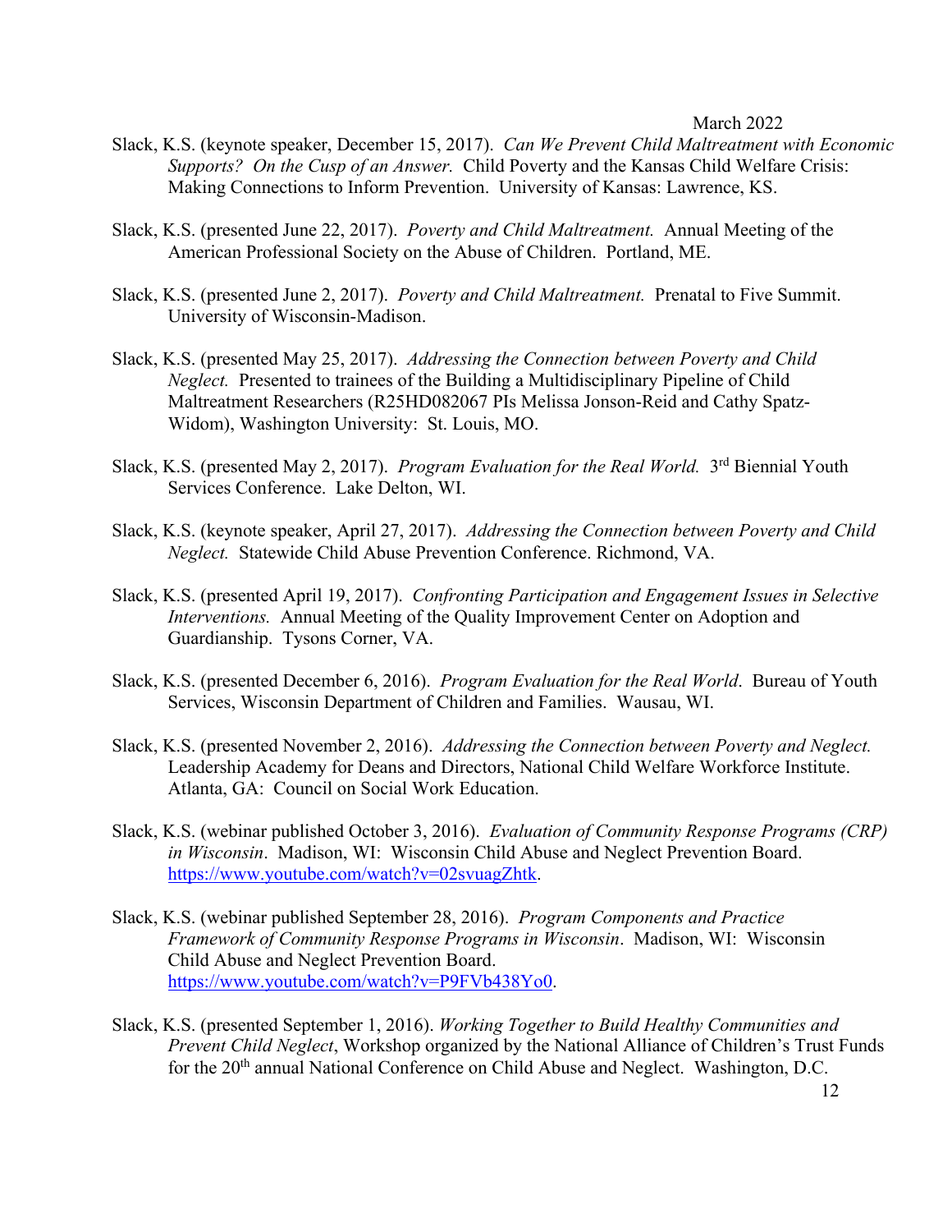Slack, K.S. (keynote speaker, December 15, 2017). *Can We Prevent Child Maltreatment with Economic Supports? On the Cusp of an Answer.* Child Poverty and the Kansas Child Welfare Crisis: Making Connections to Inform Prevention. University of Kansas: Lawrence, KS.

Slack, K.S. (presented June 22, 2017). *Poverty and Child Maltreatment.* Annual Meeting of the American Professional Society on the Abuse of Children. Portland, ME.

Slack, K.S. (presented June 2, 2017). *Poverty and Child Maltreatment.* Prenatal to Five Summit. University of Wisconsin-Madison.

Slack, K.S. (presented May 25, 2017). *Addressing the Connection between Poverty and Child Neglect.* Presented to trainees of the Building a Multidisciplinary Pipeline of Child Maltreatment Researchers (R25HD082067 PIs Melissa Jonson-Reid and Cathy Spatz-Widom), Washington University: St. Louis, MO.

Slack, K.S. (presented May 2, 2017). *Program Evaluation for the Real World.* 3rd Biennial Youth Services Conference. Lake Delton, WI.

Slack, K.S. (keynote speaker, April 27, 2017). *Addressing the Connection between Poverty and Child Neglect.* Statewide Child Abuse Prevention Conference. Richmond, VA.

Slack, K.S. (presented April 19, 2017). *Confronting Participation and Engagement Issues in Selective Interventions.* Annual Meeting of the Quality Improvement Center on Adoption and Guardianship. Tysons Corner, VA.

Slack, K.S. (presented December 6, 2016). *Program Evaluation for the Real World*. Bureau of Youth Services, Wisconsin Department of Children and Families. Wausau, WI.

Slack, K.S. (presented November 2, 2016). *Addressing the Connection between Poverty and Neglect.* Leadership Academy for Deans and Directors, National Child Welfare Workforce Institute. Atlanta, GA: Council on Social Work Education.

Slack, K.S. (webinar published October 3, 2016). *Evaluation of Community Response Programs (CRP) in Wisconsin*. Madison, WI: Wisconsin Child Abuse and Neglect Prevention Board. https://www.youtube.com/watch?v=02svuagZhtk.

Slack, K.S. (webinar published September 28, 2016). *Program Components and Practice Framework of Community Response Programs in Wisconsin*. Madison, WI: Wisconsin Child Abuse and Neglect Prevention Board. https://www.youtube.com/watch?v=P9FVb438Yo0.

Slack, K.S. (presented September 1, 2016). *Working Together to Build Healthy Communities and Prevent Child Neglect*, Workshop organized by the National Alliance of Children's Trust Funds for the 20th annual National Conference on Child Abuse and Neglect. Washington, D.C.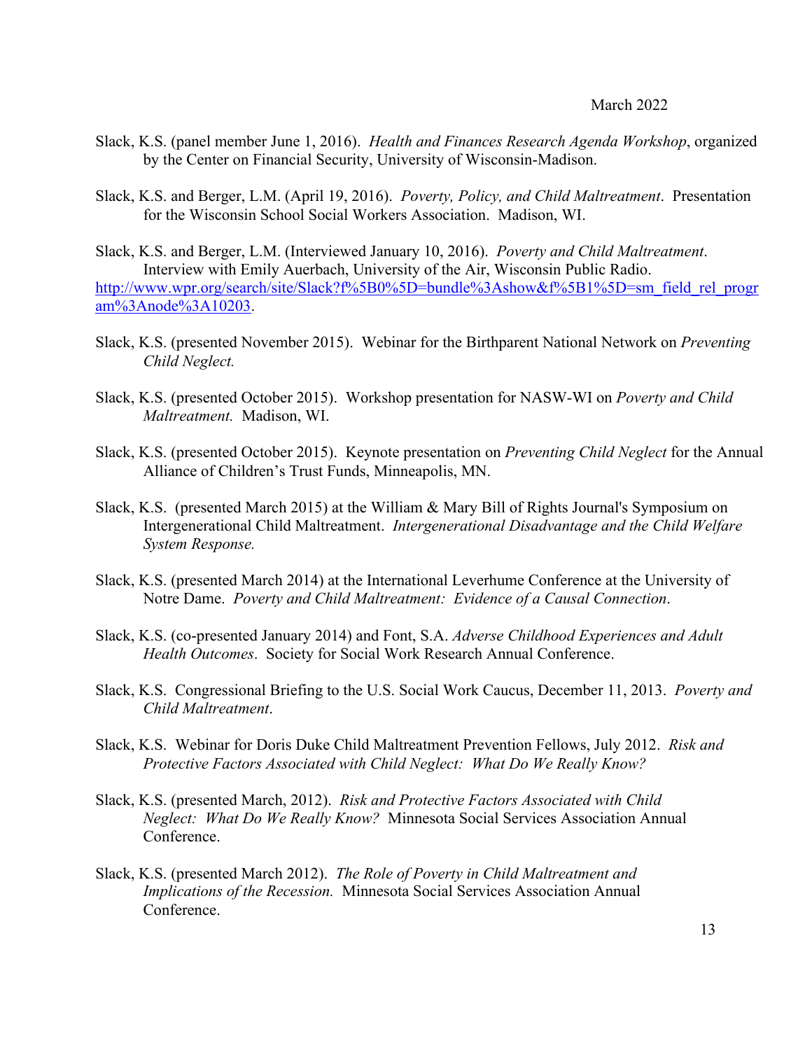Slack, K.S. (panel member June 1, 2016). *Health and Finances Research Agenda Workshop*, organized by the Center on Financial Security, University of Wisconsin-Madison.

Slack, K.S. and Berger, L.M. (April 19, 2016). *Poverty, Policy, and Child Maltreatment*. Presentation for the Wisconsin School Social Workers Association. Madison, WI.

Slack, K.S. and Berger, L.M. (Interviewed January 10, 2016). *Poverty and Child Maltreatment*. Interview with Emily Auerbach, University of the Air, Wisconsin Public Radio. http://www.wpr.org/search/site/Slack?f%5B0%5D=bundle%3Ashow&f%5B1%5D=sm_field_rel_program%3Anode%3A10203.

Slack, K.S. (presented November 2015). Webinar for the Birthparent National Network on *Preventing Child Neglect.*

Slack, K.S. (presented October 2015). Workshop presentation for NASW-WI on *Poverty and Child Maltreatment.* Madison, WI.

Slack, K.S. (presented October 2015). Keynote presentation on *Preventing Child Neglect* for the Annual Alliance of Children's Trust Funds, Minneapolis, MN.

Slack, K.S. (presented March 2015) at the William & Mary Bill of Rights Journal's Symposium on Intergenerational Child Maltreatment. *Intergenerational Disadvantage and the Child Welfare System Response.*

Slack, K.S. (presented March 2014) at the International Leverhume Conference at the University of Notre Dame. *Poverty and Child Maltreatment: Evidence of a Causal Connection*.

Slack, K.S. (co-presented January 2014) and Font, S.A. *Adverse Childhood Experiences and Adult Health Outcomes*. Society for Social Work Research Annual Conference.

Slack, K.S. Congressional Briefing to the U.S. Social Work Caucus, December 11, 2013. *Poverty and Child Maltreatment*.

Slack, K.S. Webinar for Doris Duke Child Maltreatment Prevention Fellows, July 2012. *Risk and Protective Factors Associated with Child Neglect: What Do We Really Know?*

Slack, K.S. (presented March, 2012). *Risk and Protective Factors Associated with Child Neglect: What Do We Really Know?* Minnesota Social Services Association Annual Conference.

Slack, K.S. (presented March 2012). *The Role of Poverty in Child Maltreatment and Implications of the Recession.* Minnesota Social Services Association Annual Conference.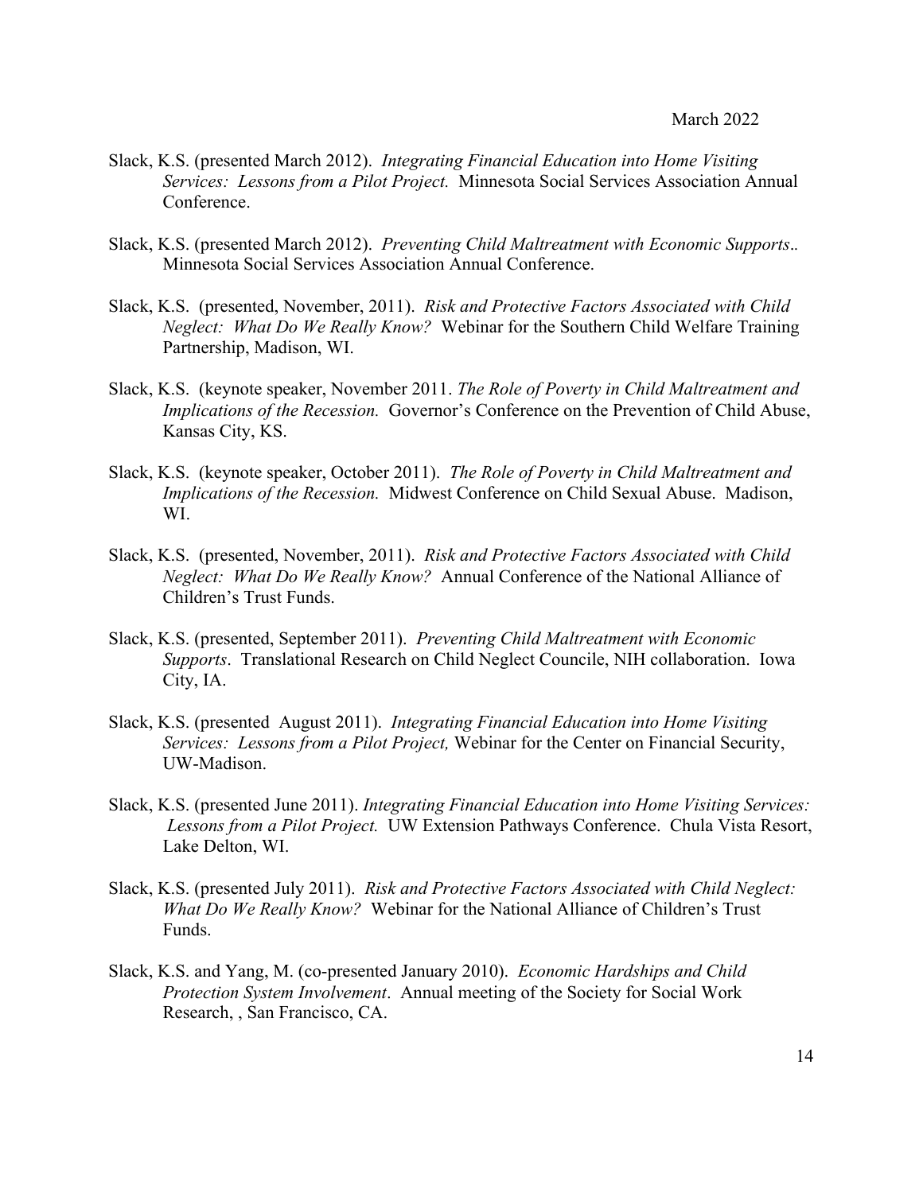Slack, K.S. (presented March 2012). *Integrating Financial Education into Home Visiting Services: Lessons from a Pilot Project.* Minnesota Social Services Association Annual Conference.

Slack, K.S. (presented March 2012). *Preventing Child Maltreatment with Economic Supports..* Minnesota Social Services Association Annual Conference.

Slack, K.S. (presented, November, 2011). *Risk and Protective Factors Associated with Child Neglect: What Do We Really Know?* Webinar for the Southern Child Welfare Training Partnership, Madison, WI.

Slack, K.S. (keynote speaker, November 2011. *The Role of Poverty in Child Maltreatment and Implications of the Recession.* Governor's Conference on the Prevention of Child Abuse, Kansas City, KS.

Slack, K.S. (keynote speaker, October 2011). *The Role of Poverty in Child Maltreatment and Implications of the Recession.* Midwest Conference on Child Sexual Abuse. Madison, WI.

Slack, K.S. (presented, November, 2011). *Risk and Protective Factors Associated with Child Neglect: What Do We Really Know?* Annual Conference of the National Alliance of Children's Trust Funds.

Slack, K.S. (presented, September 2011). *Preventing Child Maltreatment with Economic Supports*. Translational Research on Child Neglect Councile, NIH collaboration. Iowa City, IA.

Slack, K.S. (presented August 2011). *Integrating Financial Education into Home Visiting Services: Lessons from a Pilot Project,* Webinar for the Center on Financial Security, UW-Madison.

Slack, K.S. (presented June 2011). *Integrating Financial Education into Home Visiting Services: Lessons from a Pilot Project.* UW Extension Pathways Conference. Chula Vista Resort, Lake Delton, WI.

Slack, K.S. (presented July 2011). *Risk and Protective Factors Associated with Child Neglect: What Do We Really Know?* Webinar for the National Alliance of Children's Trust Funds.

Slack, K.S. and Yang, M. (co-presented January 2010). *Economic Hardships and Child Protection System Involvement*. Annual meeting of the Society for Social Work Research, , San Francisco, CA.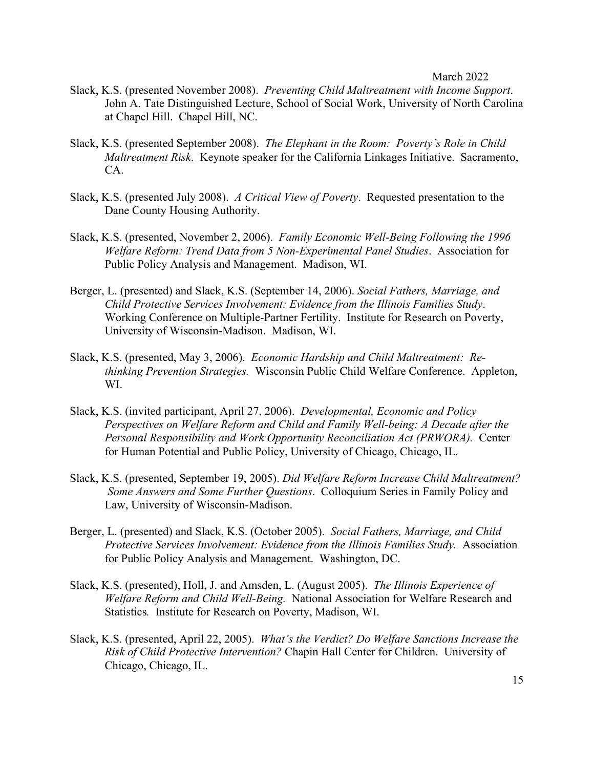Slack, K.S. (presented November 2008). *Preventing Child Maltreatment with Income Support*. John A. Tate Distinguished Lecture, School of Social Work, University of North Carolina at Chapel Hill. Chapel Hill, NC.

Slack, K.S. (presented September 2008). *The Elephant in the Room: Poverty's Role in Child Maltreatment Risk*. Keynote speaker for the California Linkages Initiative. Sacramento, CA.

Slack, K.S. (presented July 2008). *A Critical View of Poverty*. Requested presentation to the Dane County Housing Authority.

Slack, K.S. (presented, November 2, 2006). *Family Economic Well-Being Following the 1996 Welfare Reform: Trend Data from 5 Non-Experimental Panel Studies*. Association for Public Policy Analysis and Management. Madison, WI.

Berger, L. (presented) and Slack, K.S. (September 14, 2006). *Social Fathers, Marriage, and Child Protective Services Involvement: Evidence from the Illinois Families Study*. Working Conference on Multiple-Partner Fertility. Institute for Research on Poverty, University of Wisconsin-Madison. Madison, WI.

Slack, K.S. (presented, May 3, 2006). *Economic Hardship and Child Maltreatment: Re-thinking Prevention Strategies.* Wisconsin Public Child Welfare Conference. Appleton, WI.

Slack, K.S. (invited participant, April 27, 2006). *Developmental, Economic and Policy Perspectives on Welfare Reform and Child and Family Well-being: A Decade after the Personal Responsibility and Work Opportunity Reconciliation Act (PRWORA).* Center for Human Potential and Public Policy, University of Chicago, Chicago, IL.

Slack, K.S. (presented, September 19, 2005). *Did Welfare Reform Increase Child Maltreatment? Some Answers and Some Further Questions*. Colloquium Series in Family Policy and Law, University of Wisconsin-Madison.

Berger, L. (presented) and Slack, K.S. (October 2005). *Social Fathers, Marriage, and Child Protective Services Involvement: Evidence from the Illinois Families Study.* Association for Public Policy Analysis and Management. Washington, DC.

Slack, K.S. (presented), Holl, J. and Amsden, L. (August 2005). *The Illinois Experience of Welfare Reform and Child Well-Being.* National Association for Welfare Research and Statistics*.* Institute for Research on Poverty, Madison, WI.

Slack, K.S. (presented, April 22, 2005). *What's the Verdict? Do Welfare Sanctions Increase the Risk of Child Protective Intervention?* Chapin Hall Center for Children. University of Chicago, Chicago, IL.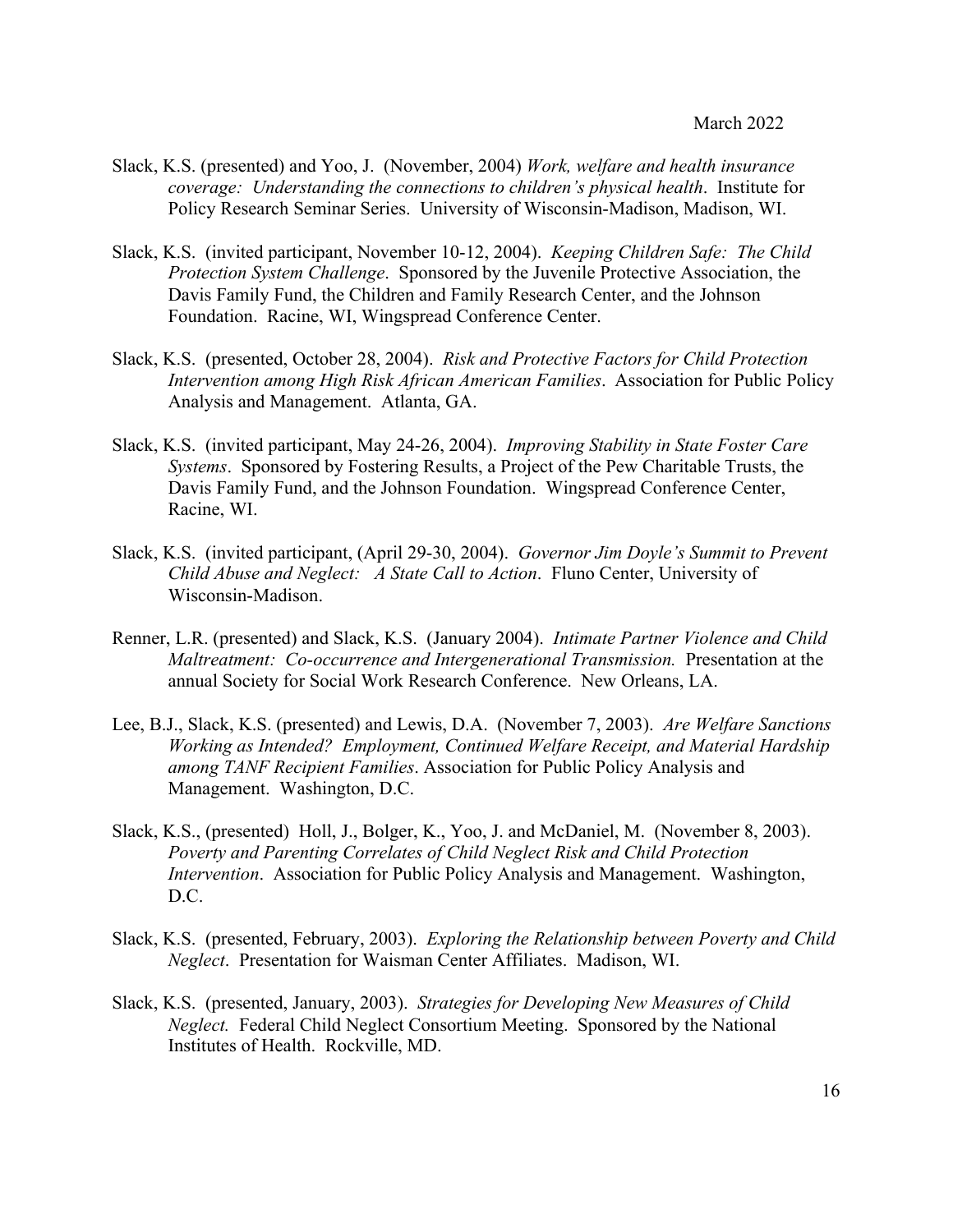Slack, K.S. (presented) and Yoo, J. (November, 2004) *Work, welfare and health insurance coverage: Understanding the connections to children's physical health*. Institute for Policy Research Seminar Series. University of Wisconsin-Madison, Madison, WI.

Slack, K.S. (invited participant, November 10-12, 2004). *Keeping Children Safe: The Child Protection System Challenge*. Sponsored by the Juvenile Protective Association, the Davis Family Fund, the Children and Family Research Center, and the Johnson Foundation. Racine, WI, Wingspread Conference Center.

Slack, K.S. (presented, October 28, 2004). *Risk and Protective Factors for Child Protection Intervention among High Risk African American Families*. Association for Public Policy Analysis and Management. Atlanta, GA.

Slack, K.S. (invited participant, May 24-26, 2004). *Improving Stability in State Foster Care Systems*. Sponsored by Fostering Results, a Project of the Pew Charitable Trusts, the Davis Family Fund, and the Johnson Foundation. Wingspread Conference Center, Racine, WI.

Slack, K.S. (invited participant, (April 29-30, 2004). *Governor Jim Doyle's Summit to Prevent Child Abuse and Neglect: A State Call to Action*. Fluno Center, University of Wisconsin-Madison.

Renner, L.R. (presented) and Slack, K.S. (January 2004). *Intimate Partner Violence and Child Maltreatment: Co-occurrence and Intergenerational Transmission.* Presentation at the annual Society for Social Work Research Conference. New Orleans, LA.

Lee, B.J., Slack, K.S. (presented) and Lewis, D.A. (November 7, 2003). *Are Welfare Sanctions Working as Intended? Employment, Continued Welfare Receipt, and Material Hardship among TANF Recipient Families*. Association for Public Policy Analysis and Management. Washington, D.C.

Slack, K.S., (presented) Holl, J., Bolger, K., Yoo, J. and McDaniel, M. (November 8, 2003). *Poverty and Parenting Correlates of Child Neglect Risk and Child Protection Intervention*. Association for Public Policy Analysis and Management. Washington, D.C.

Slack, K.S. (presented, February, 2003). *Exploring the Relationship between Poverty and Child Neglect*. Presentation for Waisman Center Affiliates. Madison, WI.

Slack, K.S. (presented, January, 2003). *Strategies for Developing New Measures of Child Neglect.* Federal Child Neglect Consortium Meeting. Sponsored by the National Institutes of Health. Rockville, MD.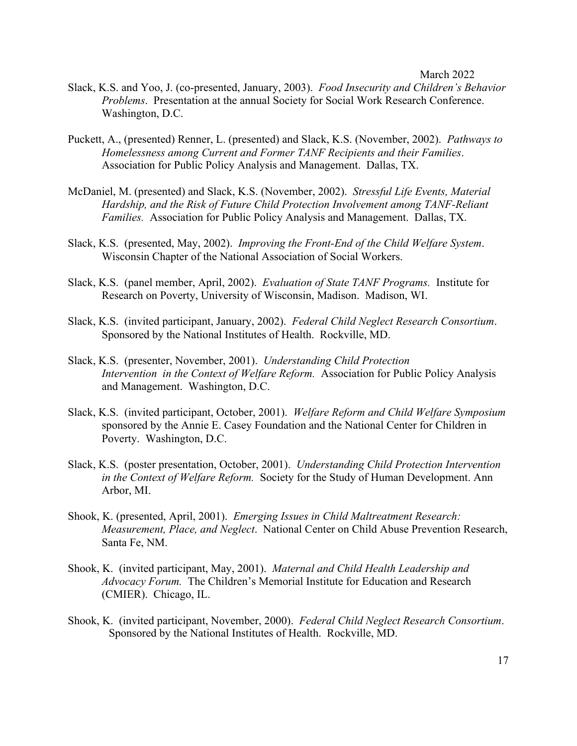Slack, K.S. and Yoo, J. (co-presented, January, 2003). *Food Insecurity and Children's Behavior Problems*. Presentation at the annual Society for Social Work Research Conference. Washington, D.C.

Puckett, A., (presented) Renner, L. (presented) and Slack, K.S. (November, 2002). *Pathways to Homelessness among Current and Former TANF Recipients and their Families*. Association for Public Policy Analysis and Management. Dallas, TX.

McDaniel, M. (presented) and Slack, K.S. (November, 2002). *Stressful Life Events, Material Hardship, and the Risk of Future Child Protection Involvement among TANF-Reliant Families.* Association for Public Policy Analysis and Management. Dallas, TX.

Slack, K.S. (presented, May, 2002). *Improving the Front-End of the Child Welfare System*. Wisconsin Chapter of the National Association of Social Workers.

Slack, K.S. (panel member, April, 2002). *Evaluation of State TANF Programs.* Institute for Research on Poverty, University of Wisconsin, Madison. Madison, WI.

Slack, K.S. (invited participant, January, 2002). *Federal Child Neglect Research Consortium*. Sponsored by the National Institutes of Health. Rockville, MD.

Slack, K.S. (presenter, November, 2001). *Understanding Child Protection Intervention in the Context of Welfare Reform.* Association for Public Policy Analysis and Management. Washington, D.C.

Slack, K.S. (invited participant, October, 2001). *Welfare Reform and Child Welfare Symposium* sponsored by the Annie E. Casey Foundation and the National Center for Children in Poverty. Washington, D.C.

Slack, K.S. (poster presentation, October, 2001). *Understanding Child Protection Intervention in the Context of Welfare Reform.* Society for the Study of Human Development. Ann Arbor, MI.

Shook, K. (presented, April, 2001). *Emerging Issues in Child Maltreatment Research: Measurement, Place, and Neglect*. National Center on Child Abuse Prevention Research, Santa Fe, NM.

Shook, K. (invited participant, May, 2001). *Maternal and Child Health Leadership and Advocacy Forum.* The Children's Memorial Institute for Education and Research (CMIER). Chicago, IL.

Shook, K. (invited participant, November, 2000). *Federal Child Neglect Research Consortium*. Sponsored by the National Institutes of Health. Rockville, MD.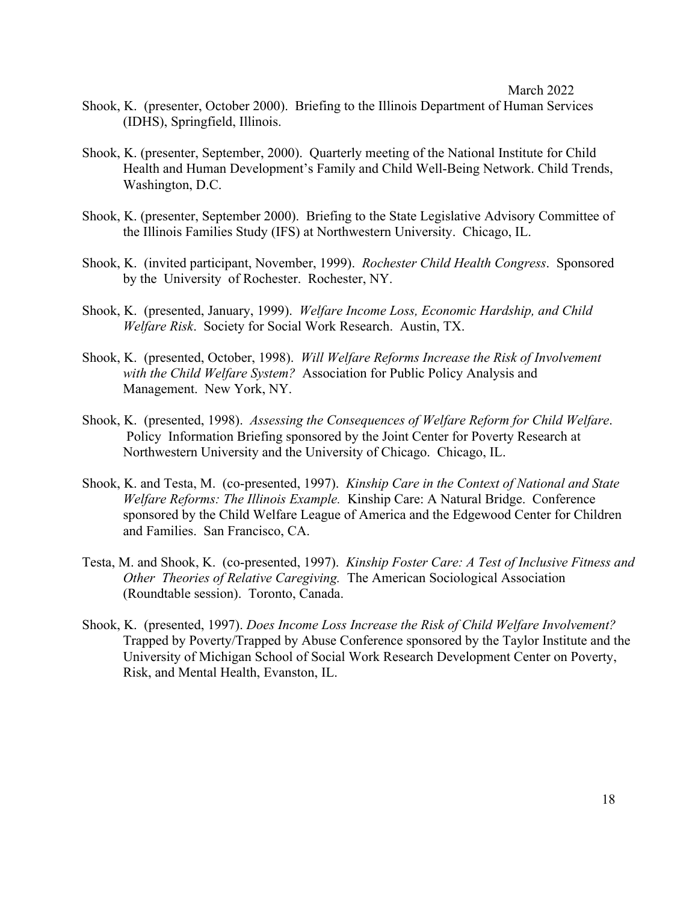Shook, K. (presenter, October 2000). Briefing to the Illinois Department of Human Services (IDHS), Springfield, Illinois.

Shook, K. (presenter, September, 2000). Quarterly meeting of the National Institute for Child Health and Human Development's Family and Child Well-Being Network. Child Trends, Washington, D.C.

Shook, K. (presenter, September 2000). Briefing to the State Legislative Advisory Committee of the Illinois Families Study (IFS) at Northwestern University. Chicago, IL.

Shook, K. (invited participant, November, 1999). *Rochester Child Health Congress*. Sponsored by the University of Rochester. Rochester, NY.

Shook, K. (presented, January, 1999). *Welfare Income Loss, Economic Hardship, and Child Welfare Risk*. Society for Social Work Research. Austin, TX.

Shook, K. (presented, October, 1998). *Will Welfare Reforms Increase the Risk of Involvement with the Child Welfare System?* Association for Public Policy Analysis and Management. New York, NY.

Shook, K. (presented, 1998). *Assessing the Consequences of Welfare Reform for Child Welfare*. Policy Information Briefing sponsored by the Joint Center for Poverty Research at Northwestern University and the University of Chicago. Chicago, IL.

Shook, K. and Testa, M. (co-presented, 1997). *Kinship Care in the Context of National and State Welfare Reforms: The Illinois Example.* Kinship Care: A Natural Bridge. Conference sponsored by the Child Welfare League of America and the Edgewood Center for Children and Families. San Francisco, CA.

Testa, M. and Shook, K. (co-presented, 1997). *Kinship Foster Care: A Test of Inclusive Fitness and Other Theories of Relative Caregiving.* The American Sociological Association (Roundtable session). Toronto, Canada.

Shook, K. (presented, 1997). *Does Income Loss Increase the Risk of Child Welfare Involvement?* Trapped by Poverty/Trapped by Abuse Conference sponsored by the Taylor Institute and the University of Michigan School of Social Work Research Development Center on Poverty, Risk, and Mental Health, Evanston, IL.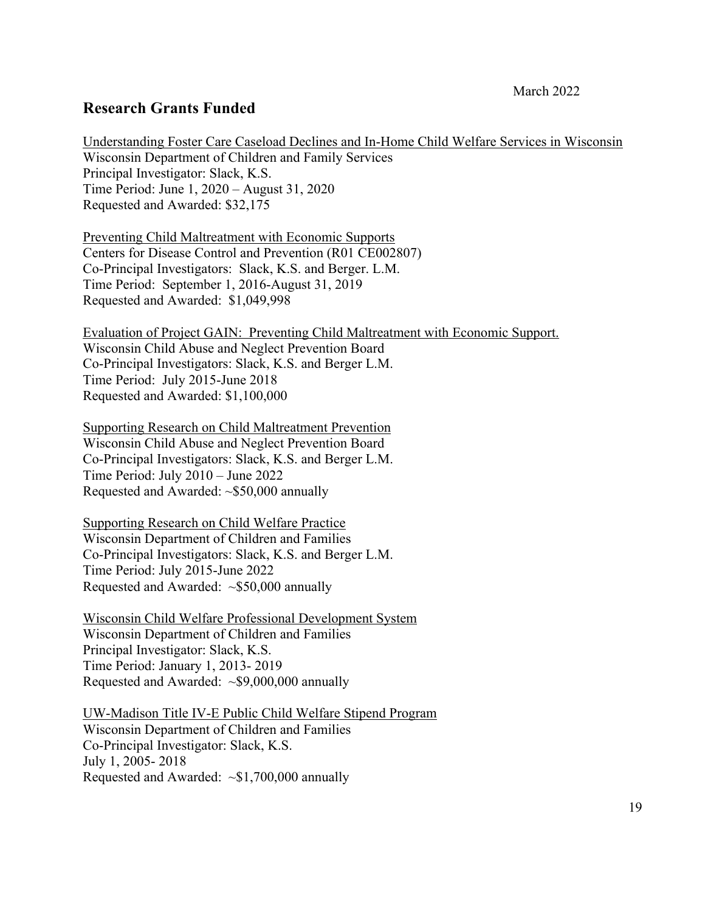March 2022

## Research Grants Funded

Understanding Foster Care Caseload Declines and In-Home Child Welfare Services in Wisconsin
Wisconsin Department of Children and Family Services
Principal Investigator: Slack, K.S.
Time Period: June 1, 2020 – August 31, 2020
Requested and Awarded: $32,175

Preventing Child Maltreatment with Economic Supports
Centers for Disease Control and Prevention (R01 CE002807)
Co-Principal Investigators: Slack, K.S. and Berger. L.M.
Time Period: September 1, 2016-August 31, 2019
Requested and Awarded: $1,049,998

Evaluation of Project GAIN: Preventing Child Maltreatment with Economic Support.
Wisconsin Child Abuse and Neglect Prevention Board
Co-Principal Investigators: Slack, K.S. and Berger L.M.
Time Period: July 2015-June 2018
Requested and Awarded: $1,100,000

Supporting Research on Child Maltreatment Prevention
Wisconsin Child Abuse and Neglect Prevention Board
Co-Principal Investigators: Slack, K.S. and Berger L.M.
Time Period: July 2010 – June 2022
Requested and Awarded: ~$50,000 annually

Supporting Research on Child Welfare Practice
Wisconsin Department of Children and Families
Co-Principal Investigators: Slack, K.S. and Berger L.M.
Time Period: July 2015-June 2022
Requested and Awarded: ~$50,000 annually

Wisconsin Child Welfare Professional Development System
Wisconsin Department of Children and Families
Principal Investigator: Slack, K.S.
Time Period: January 1, 2013- 2019
Requested and Awarded: ~$9,000,000 annually

UW-Madison Title IV-E Public Child Welfare Stipend Program
Wisconsin Department of Children and Families
Co-Principal Investigator: Slack, K.S.
July 1, 2005- 2018
Requested and Awarded: ~$1,700,000 annually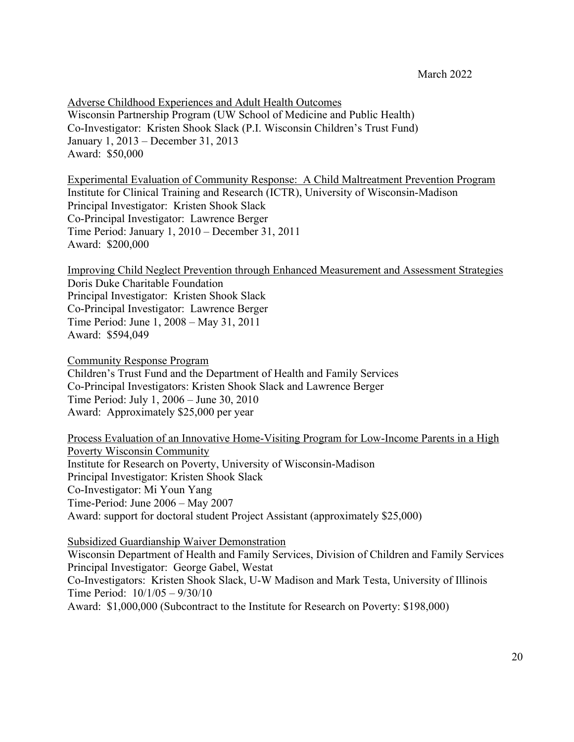Adverse Childhood Experiences and Adult Health Outcomes
Wisconsin Partnership Program (UW School of Medicine and Public Health)
Co-Investigator: Kristen Shook Slack (P.I. Wisconsin Children's Trust Fund)
January 1, 2013 – December 31, 2013
Award: $50,000

Experimental Evaluation of Community Response: A Child Maltreatment Prevention Program
Institute for Clinical Training and Research (ICTR), University of Wisconsin-Madison
Principal Investigator: Kristen Shook Slack
Co-Principal Investigator: Lawrence Berger
Time Period: January 1, 2010 – December 31, 2011
Award: $200,000

Improving Child Neglect Prevention through Enhanced Measurement and Assessment Strategies
Doris Duke Charitable Foundation
Principal Investigator: Kristen Shook Slack
Co-Principal Investigator: Lawrence Berger
Time Period: June 1, 2008 – May 31, 2011
Award: $594,049

Community Response Program
Children's Trust Fund and the Department of Health and Family Services
Co-Principal Investigators: Kristen Shook Slack and Lawrence Berger
Time Period: July 1, 2006 – June 30, 2010
Award: Approximately $25,000 per year

Process Evaluation of an Innovative Home-Visiting Program for Low-Income Parents in a High Poverty Wisconsin Community
Institute for Research on Poverty, University of Wisconsin-Madison
Principal Investigator: Kristen Shook Slack
Co-Investigator: Mi Youn Yang
Time-Period: June 2006 – May 2007
Award: support for doctoral student Project Assistant (approximately $25,000)

Subsidized Guardianship Waiver Demonstration
Wisconsin Department of Health and Family Services, Division of Children and Family Services
Principal Investigator: George Gabel, Westat
Co-Investigators: Kristen Shook Slack, U-W Madison and Mark Testa, University of Illinois
Time Period: 10/1/05 – 9/30/10
Award: $1,000,000 (Subcontract to the Institute for Research on Poverty: $198,000)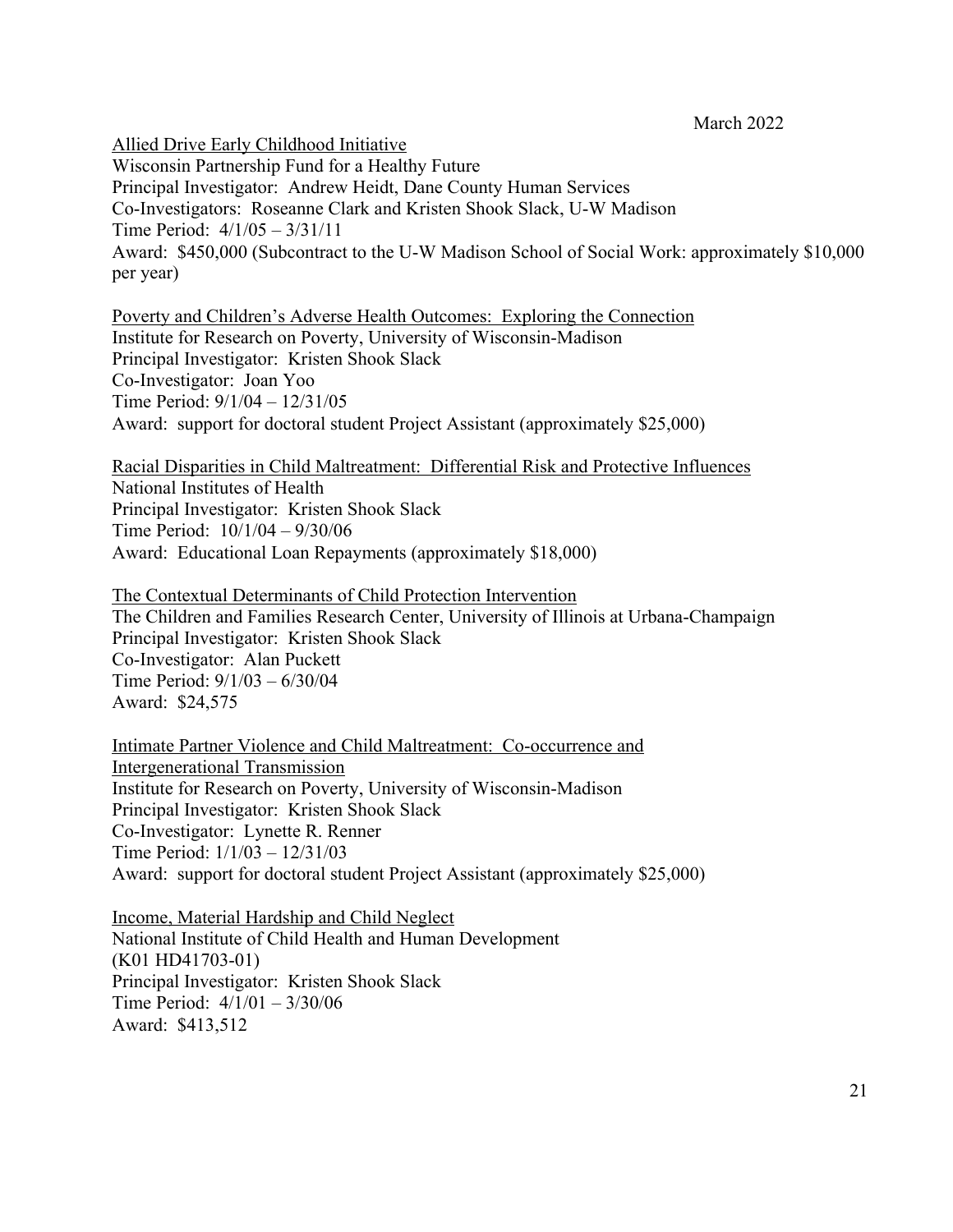Allied Drive Early Childhood Initiative
Wisconsin Partnership Fund for a Healthy Future
Principal Investigator: Andrew Heidt, Dane County Human Services
Co-Investigators: Roseanne Clark and Kristen Shook Slack, U-W Madison
Time Period: 4/1/05 – 3/31/11
Award: $450,000 (Subcontract to the U-W Madison School of Social Work: approximately $10,000 per year)

Poverty and Children's Adverse Health Outcomes: Exploring the Connection
Institute for Research on Poverty, University of Wisconsin-Madison
Principal Investigator: Kristen Shook Slack
Co-Investigator: Joan Yoo
Time Period: 9/1/04 – 12/31/05
Award: support for doctoral student Project Assistant (approximately $25,000)

Racial Disparities in Child Maltreatment: Differential Risk and Protective Influences
National Institutes of Health
Principal Investigator: Kristen Shook Slack
Time Period: 10/1/04 – 9/30/06
Award: Educational Loan Repayments (approximately $18,000)

The Contextual Determinants of Child Protection Intervention
The Children and Families Research Center, University of Illinois at Urbana-Champaign
Principal Investigator: Kristen Shook Slack
Co-Investigator: Alan Puckett
Time Period: 9/1/03 – 6/30/04
Award: $24,575

Intimate Partner Violence and Child Maltreatment: Co-occurrence and Intergenerational Transmission
Institute for Research on Poverty, University of Wisconsin-Madison
Principal Investigator: Kristen Shook Slack
Co-Investigator: Lynette R. Renner
Time Period: 1/1/03 – 12/31/03
Award: support for doctoral student Project Assistant (approximately $25,000)

Income, Material Hardship and Child Neglect
National Institute of Child Health and Human Development
(K01 HD41703-01)
Principal Investigator: Kristen Shook Slack
Time Period: 4/1/01 – 3/30/06
Award: $413,512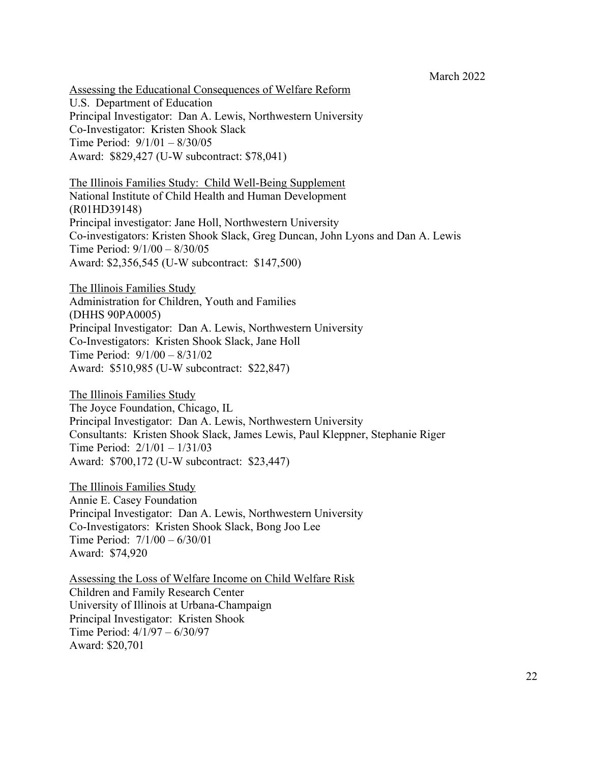Assessing the Educational Consequences of Welfare Reform
U.S. Department of Education
Principal Investigator: Dan A. Lewis, Northwestern University
Co-Investigator: Kristen Shook Slack
Time Period: 9/1/01 – 8/30/05
Award: $829,427 (U-W subcontract: $78,041)

The Illinois Families Study: Child Well-Being Supplement
National Institute of Child Health and Human Development
(R01HD39148)
Principal investigator: Jane Holl, Northwestern University
Co-investigators: Kristen Shook Slack, Greg Duncan, John Lyons and Dan A. Lewis
Time Period: 9/1/00 – 8/30/05
Award: $2,356,545 (U-W subcontract: $147,500)

The Illinois Families Study
Administration for Children, Youth and Families
(DHHS 90PA0005)
Principal Investigator: Dan A. Lewis, Northwestern University
Co-Investigators: Kristen Shook Slack, Jane Holl
Time Period: 9/1/00 – 8/31/02
Award: $510,985 (U-W subcontract: $22,847)

The Illinois Families Study
The Joyce Foundation, Chicago, IL
Principal Investigator: Dan A. Lewis, Northwestern University
Consultants: Kristen Shook Slack, James Lewis, Paul Kleppner, Stephanie Riger
Time Period: 2/1/01 – 1/31/03
Award: $700,172 (U-W subcontract: $23,447)

The Illinois Families Study
Annie E. Casey Foundation
Principal Investigator: Dan A. Lewis, Northwestern University
Co-Investigators: Kristen Shook Slack, Bong Joo Lee
Time Period: 7/1/00 – 6/30/01
Award: $74,920

Assessing the Loss of Welfare Income on Child Welfare Risk
Children and Family Research Center
University of Illinois at Urbana-Champaign
Principal Investigator: Kristen Shook
Time Period: 4/1/97 – 6/30/97
Award: $20,701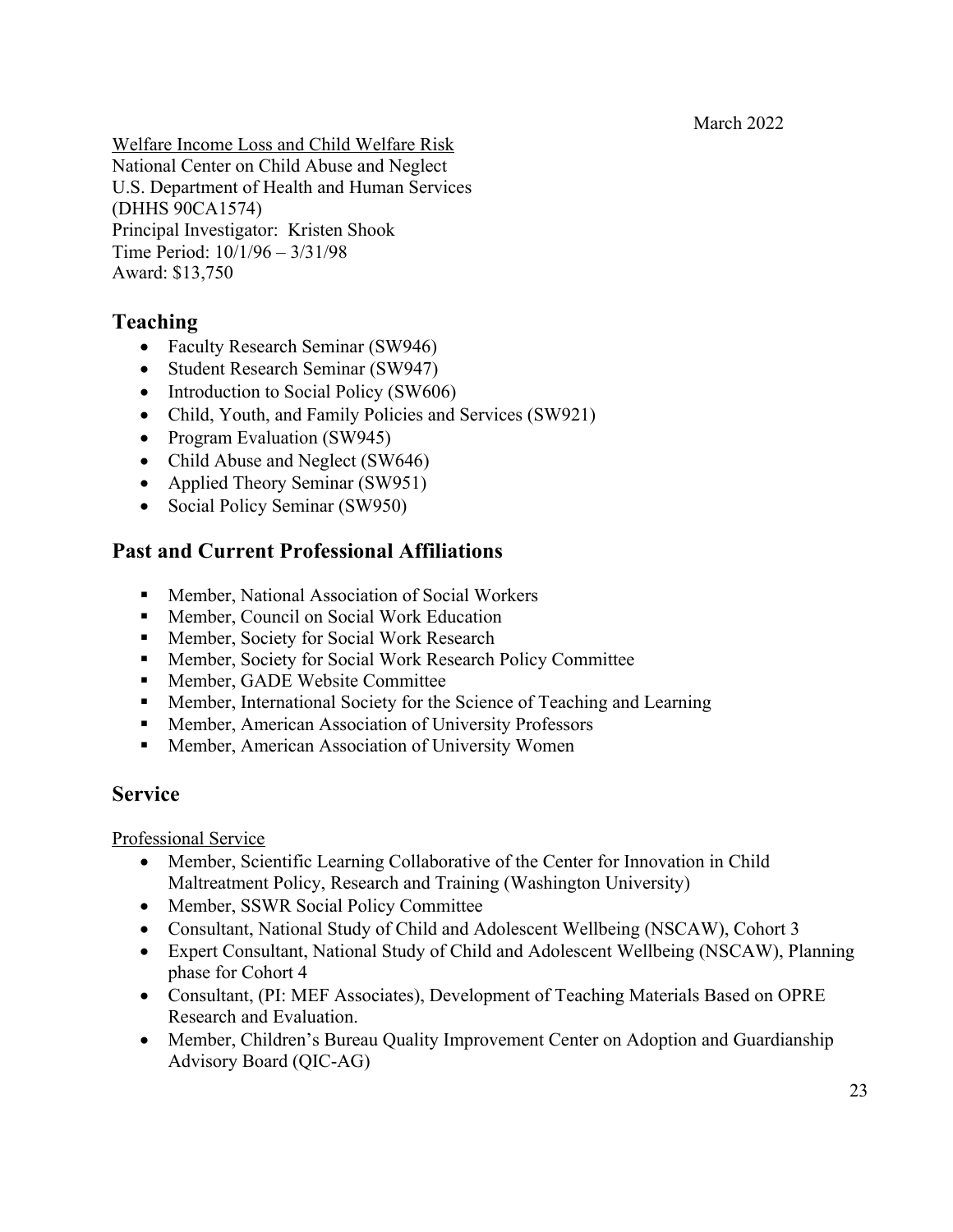Welfare Income Loss and Child Welfare Risk
National Center on Child Abuse and Neglect
U.S. Department of Health and Human Services
(DHHS 90CA1574)
Principal Investigator: Kristen Shook
Time Period: 10/1/96 – 3/31/98
Award: $13,750

## Teaching

- Faculty Research Seminar (SW946)
- Student Research Seminar (SW947)
- Introduction to Social Policy (SW606)
- Child, Youth, and Family Policies and Services (SW921)
- Program Evaluation (SW945)
- Child Abuse and Neglect (SW646)
- Applied Theory Seminar (SW951)
- Social Policy Seminar (SW950)

## Past and Current Professional Affiliations

- Member, National Association of Social Workers
- Member, Council on Social Work Education
- Member, Society for Social Work Research
- Member, Society for Social Work Research Policy Committee
- Member, GADE Website Committee
- Member, International Society for the Science of Teaching and Learning
- Member, American Association of University Professors
- Member, American Association of University Women

## Service

Professional Service

- Member, Scientific Learning Collaborative of the Center for Innovation in Child Maltreatment Policy, Research and Training (Washington University)
- Member, SSWR Social Policy Committee
- Consultant, National Study of Child and Adolescent Wellbeing (NSCAW), Cohort 3
- Expert Consultant, National Study of Child and Adolescent Wellbeing (NSCAW), Planning phase for Cohort 4
- Consultant, (PI: MEF Associates), Development of Teaching Materials Based on OPRE Research and Evaluation.
- Member, Children's Bureau Quality Improvement Center on Adoption and Guardianship Advisory Board (QIC-AG)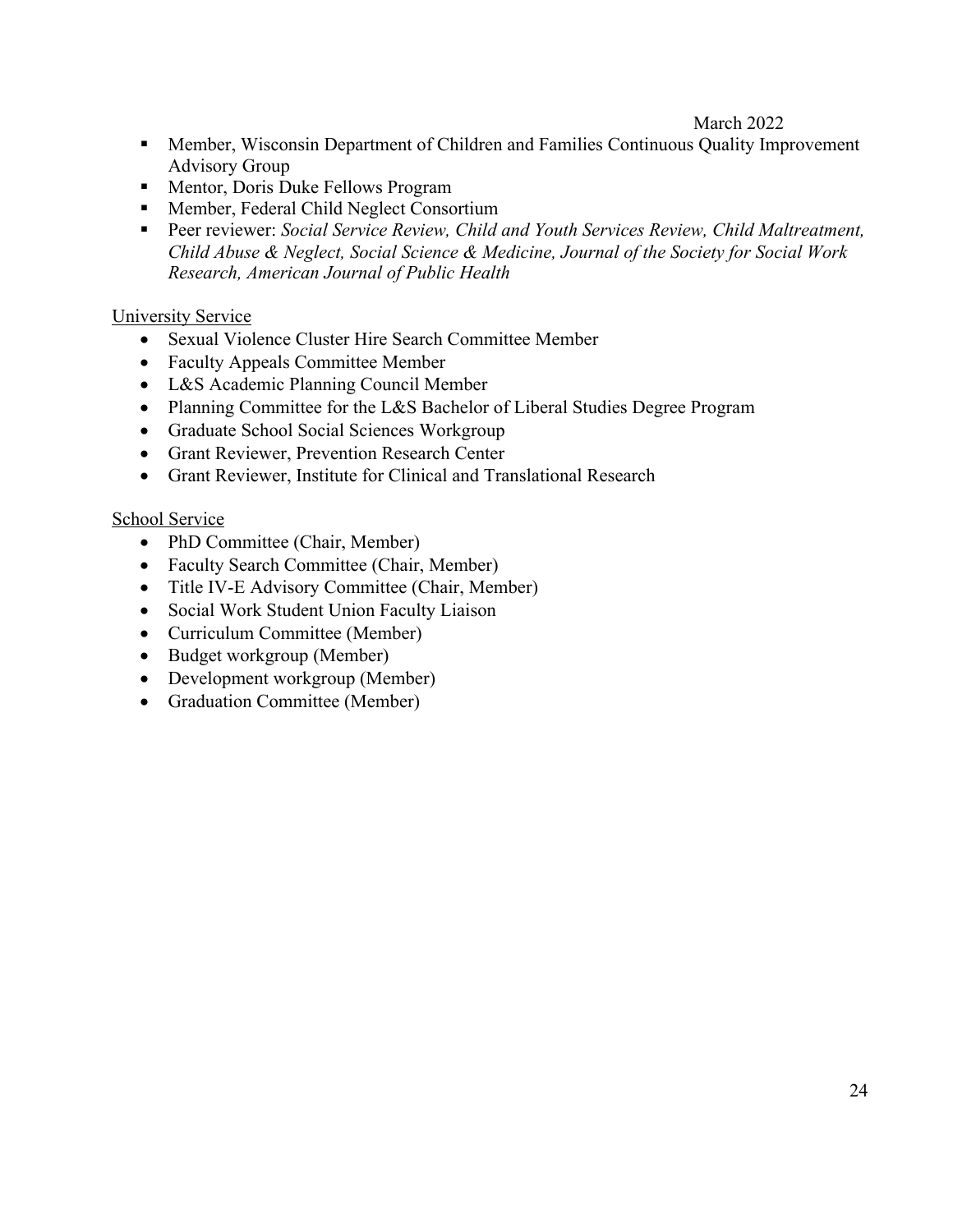- Member, Wisconsin Department of Children and Families Continuous Quality Improvement Advisory Group
- Mentor, Doris Duke Fellows Program
- Member, Federal Child Neglect Consortium
- Peer reviewer: *Social Service Review, Child and Youth Services Review, Child Maltreatment, Child Abuse & Neglect, Social Science & Medicine, Journal of the Society for Social Work Research, American Journal of Public Health*

<u>University Service</u>

- Sexual Violence Cluster Hire Search Committee Member
- Faculty Appeals Committee Member
- L&S Academic Planning Council Member
- Planning Committee for the L&S Bachelor of Liberal Studies Degree Program
- Graduate School Social Sciences Workgroup
- Grant Reviewer, Prevention Research Center
- Grant Reviewer, Institute for Clinical and Translational Research

<u>School Service</u>

- PhD Committee (Chair, Member)
- Faculty Search Committee (Chair, Member)
- Title IV-E Advisory Committee (Chair, Member)
- Social Work Student Union Faculty Liaison
- Curriculum Committee (Member)
- Budget workgroup (Member)
- Development workgroup (Member)
- Graduation Committee (Member)